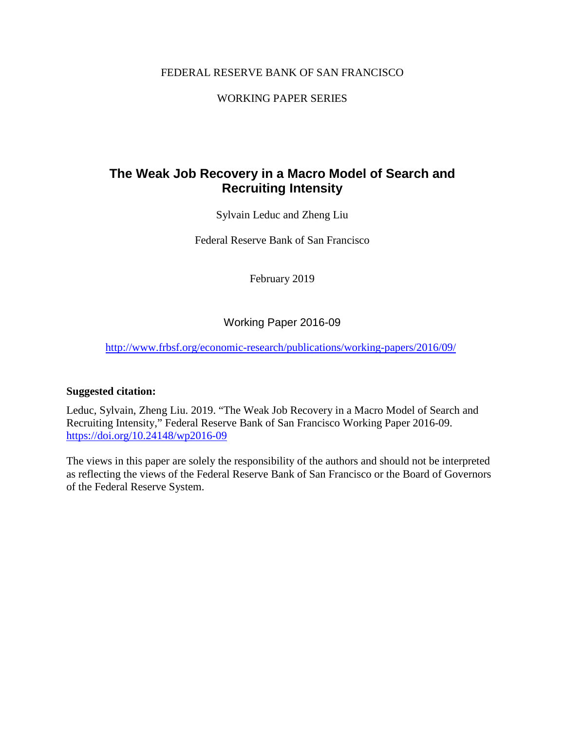FEDERAL RESERVE BANK OF SAN FRANCISCO

WORKING PAPER SERIES

# The Weak Job Recovery in a Macro Model of Search and Recruiting Intensity

Sylvain Leduc and Zheng Liu

Federal Reserve Bank of San Francisco

February 2019

Working Paper 2016-09

http://www.frbsf.org/economic-research/publications/working-papers/2016/09/

**Suggested citation:**

Leduc, Sylvain, Zheng Liu. 2019. "The Weak Job Recovery in a Macro Model of Search and Recruiting Intensity," Federal Reserve Bank of San Francisco Working Paper 2016-09. https://doi.org/10.24148/wp2016-09

The views in this paper are solely the responsibility of the authors and should not be interpreted as reflecting the views of the Federal Reserve Bank of San Francisco or the Board of Governors of the Federal Reserve System.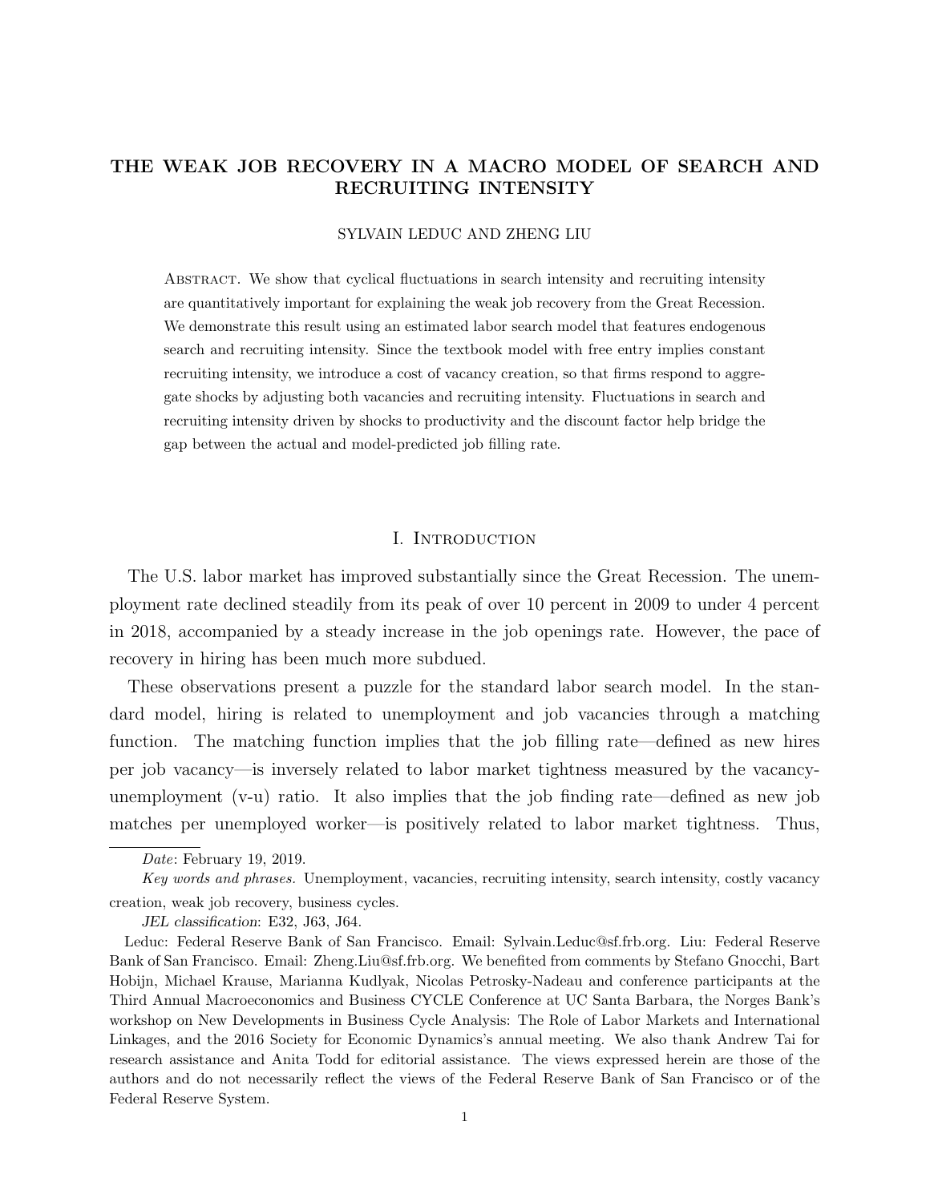# THE WEAK JOB RECOVERY IN A MACRO MODEL OF SEARCH AND RECRUITING INTENSITY

SYLVAIN LEDUC AND ZHENG LIU

ABSTRACT. We show that cyclical fluctuations in search intensity and recruiting intensity are quantitatively important for explaining the weak job recovery from the Great Recession. We demonstrate this result using an estimated labor search model that features endogenous search and recruiting intensity. Since the textbook model with free entry implies constant recruiting intensity, we introduce a cost of vacancy creation, so that firms respond to aggregate shocks by adjusting both vacancies and recruiting intensity. Fluctuations in search and recruiting intensity driven by shocks to productivity and the discount factor help bridge the gap between the actual and model-predicted job filling rate.

## I. INTRODUCTION

The U.S. labor market has improved substantially since the Great Recession. The unemployment rate declined steadily from its peak of over 10 percent in 2009 to under 4 percent in 2018, accompanied by a steady increase in the job openings rate. However, the pace of recovery in hiring has been much more subdued.

These observations present a puzzle for the standard labor search model. In the standard model, hiring is related to unemployment and job vacancies through a matching function. The matching function implies that the job filling rate—defined as new hires per job vacancy—is inversely related to labor market tightness measured by the vacancy-unemployment (v-u) ratio. It also implies that the job finding rate—defined as new job matches per unemployed worker—is positively related to labor market tightness. Thus,

---

*Date*: February 19, 2019.

*Key words and phrases.* Unemployment, vacancies, recruiting intensity, search intensity, costly vacancy creation, weak job recovery, business cycles.

*JEL classification*: E32, J63, J64.

Leduc: Federal Reserve Bank of San Francisco. Email: Sylvain.Leduc@sf.frb.org. Liu: Federal Reserve Bank of San Francisco. Email: Zheng.Liu@sf.frb.org. We benefited from comments by Stefano Gnocchi, Bart Hobijn, Michael Krause, Marianna Kudlyak, Nicolas Petrosky-Nadeau and conference participants at the Third Annual Macroeconomics and Business CYCLE Conference at UC Santa Barbara, the Norges Bank's workshop on New Developments in Business Cycle Analysis: The Role of Labor Markets and International Linkages, and the 2016 Society for Economic Dynamics's annual meeting. We also thank Andrew Tai for research assistance and Anita Todd for editorial assistance. The views expressed herein are those of the authors and do not necessarily reflect the views of the Federal Reserve Bank of San Francisco or of the Federal Reserve System.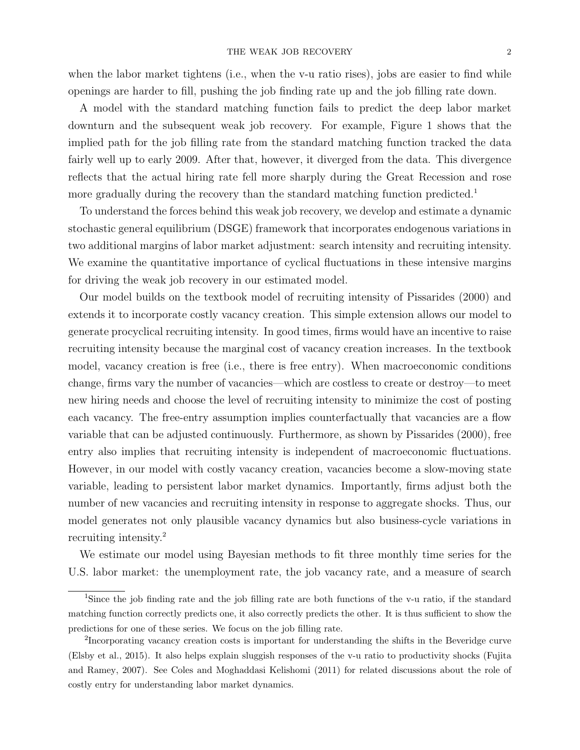when the labor market tightens (i.e., when the v-u ratio rises), jobs are easier to find while openings are harder to fill, pushing the job finding rate up and the job filling rate down.

A model with the standard matching function fails to predict the deep labor market downturn and the subsequent weak job recovery. For example, Figure 1 shows that the implied path for the job filling rate from the standard matching function tracked the data fairly well up to early 2009. After that, however, it diverged from the data. This divergence reflects that the actual hiring rate fell more sharply during the Great Recession and rose more gradually during the recovery than the standard matching function predicted.[1]

To understand the forces behind this weak job recovery, we develop and estimate a dynamic stochastic general equilibrium (DSGE) framework that incorporates endogenous variations in two additional margins of labor market adjustment: search intensity and recruiting intensity. We examine the quantitative importance of cyclical fluctuations in these intensive margins for driving the weak job recovery in our estimated model.

Our model builds on the textbook model of recruiting intensity of Pissarides (2000) and extends it to incorporate costly vacancy creation. This simple extension allows our model to generate procyclical recruiting intensity. In good times, firms would have an incentive to raise recruiting intensity because the marginal cost of vacancy creation increases. In the textbook model, vacancy creation is free (i.e., there is free entry). When macroeconomic conditions change, firms vary the number of vacancies—which are costless to create or destroy—to meet new hiring needs and choose the level of recruiting intensity to minimize the cost of posting each vacancy. The free-entry assumption implies counterfactually that vacancies are a flow variable that can be adjusted continuously. Furthermore, as shown by Pissarides (2000), free entry also implies that recruiting intensity is independent of macroeconomic fluctuations. However, in our model with costly vacancy creation, vacancies become a slow-moving state variable, leading to persistent labor market dynamics. Importantly, firms adjust both the number of new vacancies and recruiting intensity in response to aggregate shocks. Thus, our model generates not only plausible vacancy dynamics but also business-cycle variations in recruiting intensity.[2]

We estimate our model using Bayesian methods to fit three monthly time series for the U.S. labor market: the unemployment rate, the job vacancy rate, and a measure of search

---

[1]Since the job finding rate and the job filling rate are both functions of the v-u ratio, if the standard matching function correctly predicts one, it also correctly predicts the other. It is thus sufficient to show the predictions for one of these series. We focus on the job filling rate.

[2]Incorporating vacancy creation costs is important for understanding the shifts in the Beveridge curve (Elsby et al., 2015). It also helps explain sluggish responses of the v-u ratio to productivity shocks (Fujita and Ramey, 2007). See Coles and Moghaddasi Kelishomi (2011) for related discussions about the role of costly entry for understanding labor market dynamics.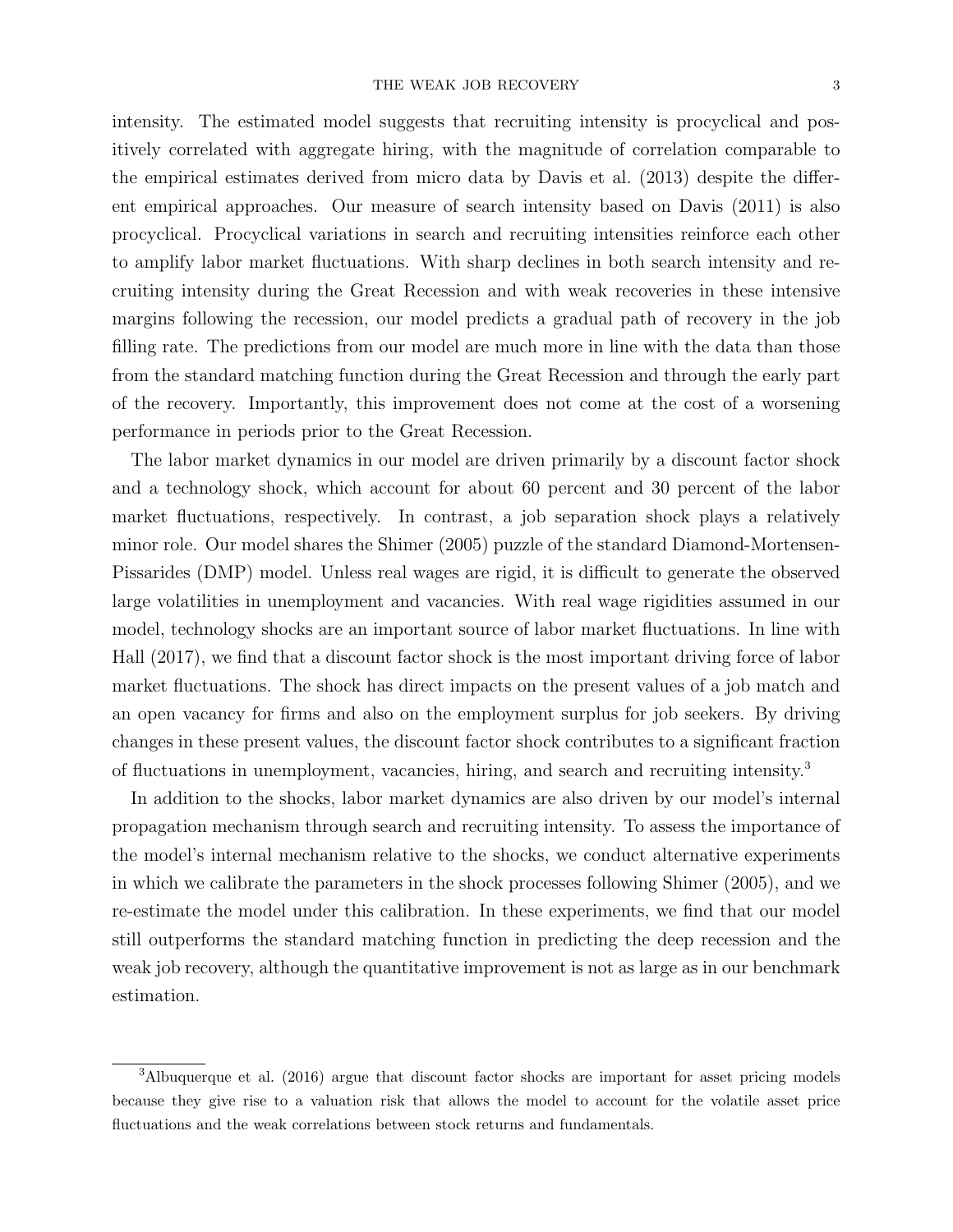intensity. The estimated model suggests that recruiting intensity is procyclical and positively correlated with aggregate hiring, with the magnitude of correlation comparable to the empirical estimates derived from micro data by Davis et al. (2013) despite the different empirical approaches. Our measure of search intensity based on Davis (2011) is also procyclical. Procyclical variations in search and recruiting intensities reinforce each other to amplify labor market fluctuations. With sharp declines in both search intensity and recruiting intensity during the Great Recession and with weak recoveries in these intensive margins following the recession, our model predicts a gradual path of recovery in the job filling rate. The predictions from our model are much more in line with the data than those from the standard matching function during the Great Recession and through the early part of the recovery. Importantly, this improvement does not come at the cost of a worsening performance in periods prior to the Great Recession.

The labor market dynamics in our model are driven primarily by a discount factor shock and a technology shock, which account for about 60 percent and 30 percent of the labor market fluctuations, respectively. In contrast, a job separation shock plays a relatively minor role. Our model shares the Shimer (2005) puzzle of the standard Diamond-Mortensen-Pissarides (DMP) model. Unless real wages are rigid, it is difficult to generate the observed large volatilities in unemployment and vacancies. With real wage rigidities assumed in our model, technology shocks are an important source of labor market fluctuations. In line with Hall (2017), we find that a discount factor shock is the most important driving force of labor market fluctuations. The shock has direct impacts on the present values of a job match and an open vacancy for firms and also on the employment surplus for job seekers. By driving changes in these present values, the discount factor shock contributes to a significant fraction of fluctuations in unemployment, vacancies, hiring, and search and recruiting intensity.[3]

In addition to the shocks, labor market dynamics are also driven by our model's internal propagation mechanism through search and recruiting intensity. To assess the importance of the model's internal mechanism relative to the shocks, we conduct alternative experiments in which we calibrate the parameters in the shock processes following Shimer (2005), and we re-estimate the model under this calibration. In these experiments, we find that our model still outperforms the standard matching function in predicting the deep recession and the weak job recovery, although the quantitative improvement is not as large as in our benchmark estimation.

[3]Albuquerque et al. (2016) argue that discount factor shocks are important for asset pricing models because they give rise to a valuation risk that allows the model to account for the volatile asset price fluctuations and the weak correlations between stock returns and fundamentals.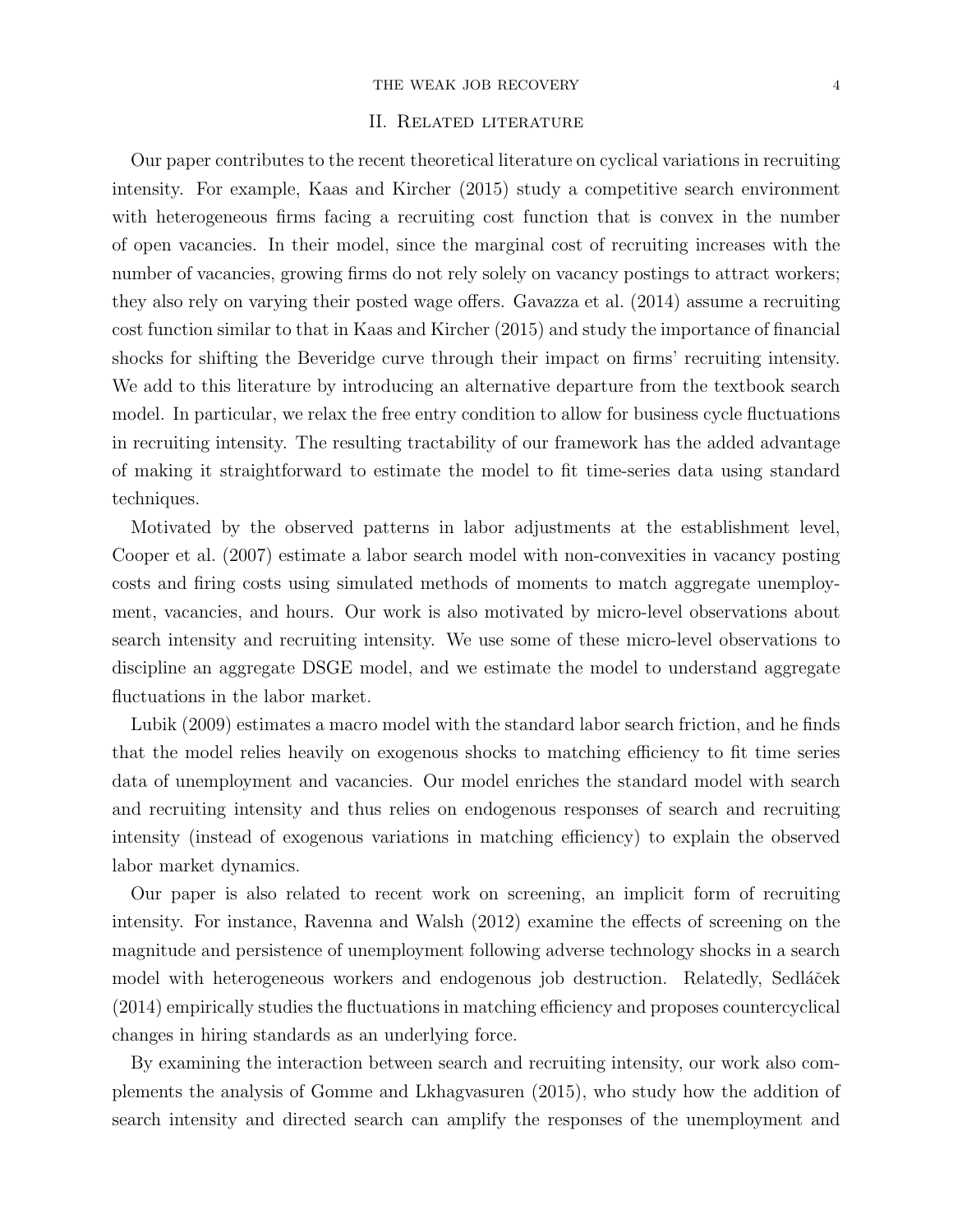## II. Related literature

Our paper contributes to the recent theoretical literature on cyclical variations in recruiting intensity. For example, Kaas and Kircher (2015) study a competitive search environment with heterogeneous firms facing a recruiting cost function that is convex in the number of open vacancies. In their model, since the marginal cost of recruiting increases with the number of vacancies, growing firms do not rely solely on vacancy postings to attract workers; they also rely on varying their posted wage offers. Gavazza et al. (2014) assume a recruiting cost function similar to that in Kaas and Kircher (2015) and study the importance of financial shocks for shifting the Beveridge curve through their impact on firms' recruiting intensity. We add to this literature by introducing an alternative departure from the textbook search model. In particular, we relax the free entry condition to allow for business cycle fluctuations in recruiting intensity. The resulting tractability of our framework has the added advantage of making it straightforward to estimate the model to fit time-series data using standard techniques.

Motivated by the observed patterns in labor adjustments at the establishment level, Cooper et al. (2007) estimate a labor search model with non-convexities in vacancy posting costs and firing costs using simulated methods of moments to match aggregate unemployment, vacancies, and hours. Our work is also motivated by micro-level observations about search intensity and recruiting intensity. We use some of these micro-level observations to discipline an aggregate DSGE model, and we estimate the model to understand aggregate fluctuations in the labor market.

Lubik (2009) estimates a macro model with the standard labor search friction, and he finds that the model relies heavily on exogenous shocks to matching efficiency to fit time series data of unemployment and vacancies. Our model enriches the standard model with search and recruiting intensity and thus relies on endogenous responses of search and recruiting intensity (instead of exogenous variations in matching efficiency) to explain the observed labor market dynamics.

Our paper is also related to recent work on screening, an implicit form of recruiting intensity. For instance, Ravenna and Walsh (2012) examine the effects of screening on the magnitude and persistence of unemployment following adverse technology shocks in a search model with heterogeneous workers and endogenous job destruction. Relatedly, Sedláček (2014) empirically studies the fluctuations in matching efficiency and proposes countercyclical changes in hiring standards as an underlying force.

By examining the interaction between search and recruiting intensity, our work also complements the analysis of Gomme and Lkhagvasuren (2015), who study how the addition of search intensity and directed search can amplify the responses of the unemployment and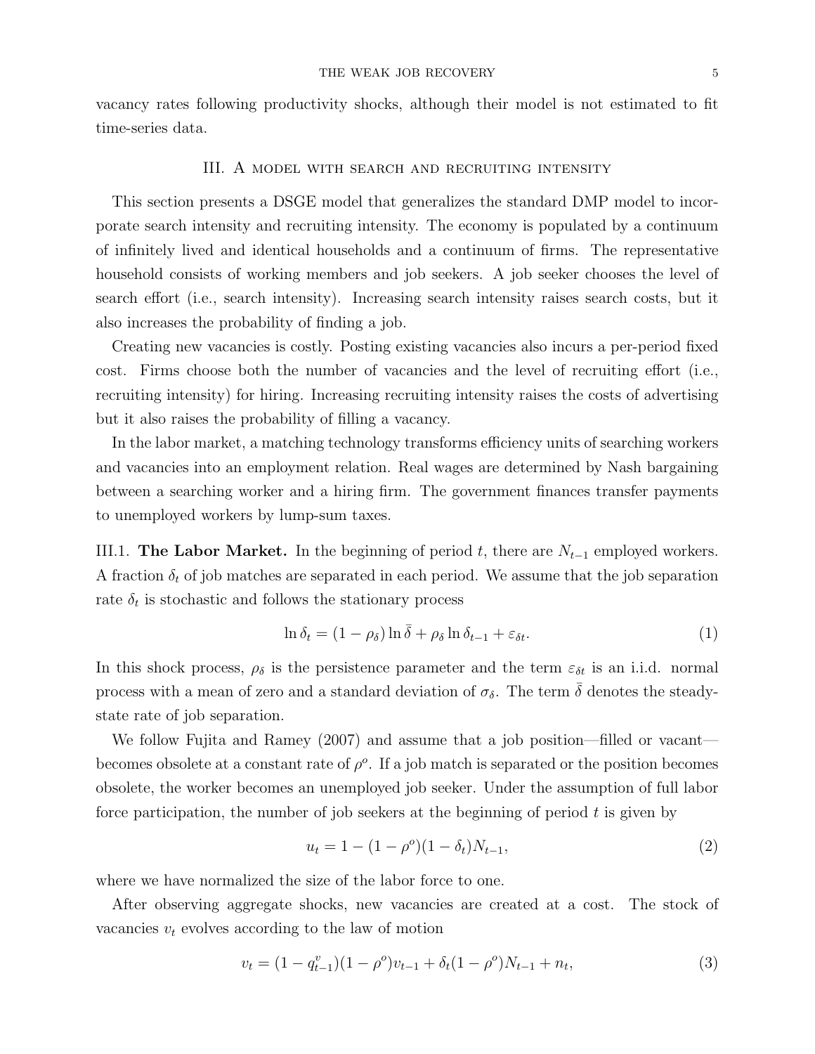vacancy rates following productivity shocks, although their model is not estimated to fit time-series data.

## III. A model with search and recruiting intensity

This section presents a DSGE model that generalizes the standard DMP model to incorporate search intensity and recruiting intensity. The economy is populated by a continuum of infinitely lived and identical households and a continuum of firms. The representative household consists of working members and job seekers. A job seeker chooses the level of search effort (i.e., search intensity). Increasing search intensity raises search costs, but it also increases the probability of finding a job.

Creating new vacancies is costly. Posting existing vacancies also incurs a per-period fixed cost. Firms choose both the number of vacancies and the level of recruiting effort (i.e., recruiting intensity) for hiring. Increasing recruiting intensity raises the costs of advertising but it also raises the probability of filling a vacancy.

In the labor market, a matching technology transforms efficiency units of searching workers and vacancies into an employment relation. Real wages are determined by Nash bargaining between a searching worker and a hiring firm. The government finances transfer payments to unemployed workers by lump-sum taxes.

III.1. **The Labor Market.** In the beginning of period $t$, there are $N_{t-1}$ employed workers. A fraction $\delta_t$ of job matches are separated in each period. We assume that the job separation rate $\delta_t$ is stochastic and follows the stationary process

$$\ln \delta_t = (1 - \rho_\delta) \ln \bar{\delta} + \rho_\delta \ln \delta_{t-1} + \varepsilon_{\delta t}. \tag{1}$$

In this shock process, $\rho_\delta$ is the persistence parameter and the term $\varepsilon_{\delta t}$ is an i.i.d. normal process with a mean of zero and a standard deviation of $\sigma_\delta$. The term $\bar{\delta}$ denotes the steady-state rate of job separation.

We follow Fujita and Ramey (2007) and assume that a job position—filled or vacant—becomes obsolete at a constant rate of $\rho^o$. If a job match is separated or the position becomes obsolete, the worker becomes an unemployed job seeker. Under the assumption of full labor force participation, the number of job seekers at the beginning of period $t$ is given by

$$u_t = 1 - (1 - \rho^o)(1 - \delta_t) N_{t-1}, \tag{2}$$

where we have normalized the size of the labor force to one.

After observing aggregate shocks, new vacancies are created at a cost. The stock of vacancies $v_t$ evolves according to the law of motion

$$v_t = (1 - q^v_{t-1})(1 - \rho^o) v_{t-1} + \delta_t (1 - \rho^o) N_{t-1} + n_t, \tag{3}$$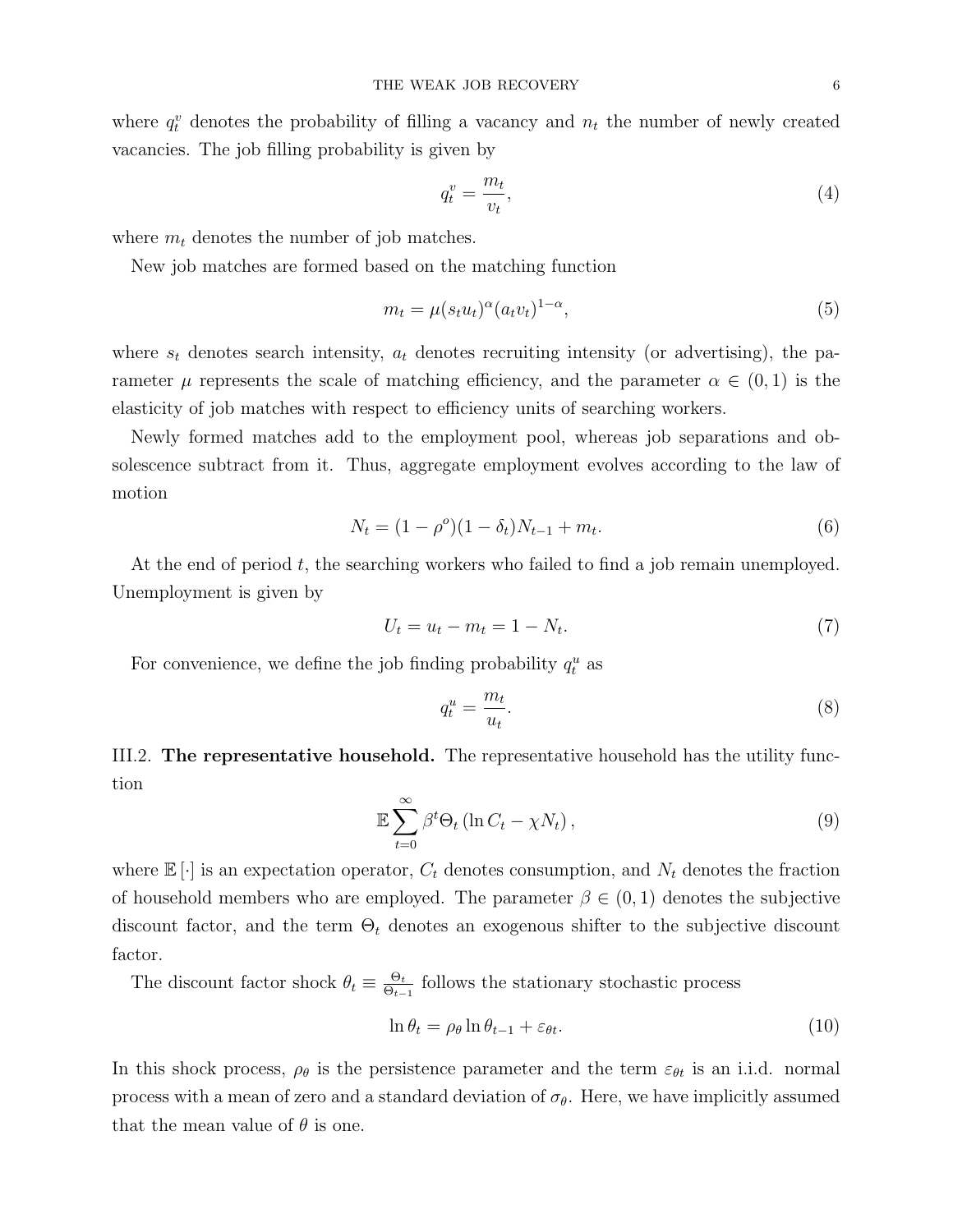where $q_t^v$ denotes the probability of filling a vacancy and $n_t$ the number of newly created vacancies. The job filling probability is given by

$$q_t^v = \frac{m_t}{v_t}, \tag{4}$$

where $m_t$ denotes the number of job matches.

New job matches are formed based on the matching function

$$m_t = \mu (s_t u_t)^{\alpha} (a_t v_t)^{1-\alpha}, \tag{5}$$

where $s_t$ denotes search intensity, $a_t$ denotes recruiting intensity (or advertising), the parameter $\mu$ represents the scale of matching efficiency, and the parameter $\alpha \in (0, 1)$ is the elasticity of job matches with respect to efficiency units of searching workers.

Newly formed matches add to the employment pool, whereas job separations and obsolescence subtract from it. Thus, aggregate employment evolves according to the law of motion

$$N_t = (1 - \rho^o)(1 - \delta_t) N_{t-1} + m_t. \tag{6}$$

At the end of period $t$, the searching workers who failed to find a job remain unemployed. Unemployment is given by

$$U_t = u_t - m_t = 1 - N_t. \tag{7}$$

For convenience, we define the job finding probability $q_t^u$ as

$$q_t^u = \frac{m_t}{u_t}. \tag{8}$$

III.2. **The representative household.** The representative household has the utility function

$$\mathbb{E} \sum_{t=0}^{\infty} \beta^t \Theta_t \left( \ln C_t - \chi N_t \right), \tag{9}$$

where $\mathbb{E}[\cdot]$ is an expectation operator, $C_t$ denotes consumption, and $N_t$ denotes the fraction of household members who are employed. The parameter $\beta \in (0, 1)$ denotes the subjective discount factor, and the term $\Theta_t$ denotes an exogenous shifter to the subjective discount factor.

The discount factor shock $\theta_t \equiv \frac{\Theta_t}{\Theta_{t-1}}$ follows the stationary stochastic process

$$\ln \theta_t = \rho_\theta \ln \theta_{t-1} + \varepsilon_{\theta t}. \tag{10}$$

In this shock process, $\rho_\theta$ is the persistence parameter and the term $\varepsilon_{\theta t}$ is an i.i.d. normal process with a mean of zero and a standard deviation of $\sigma_\theta$. Here, we have implicitly assumed that the mean value of $\theta$ is one.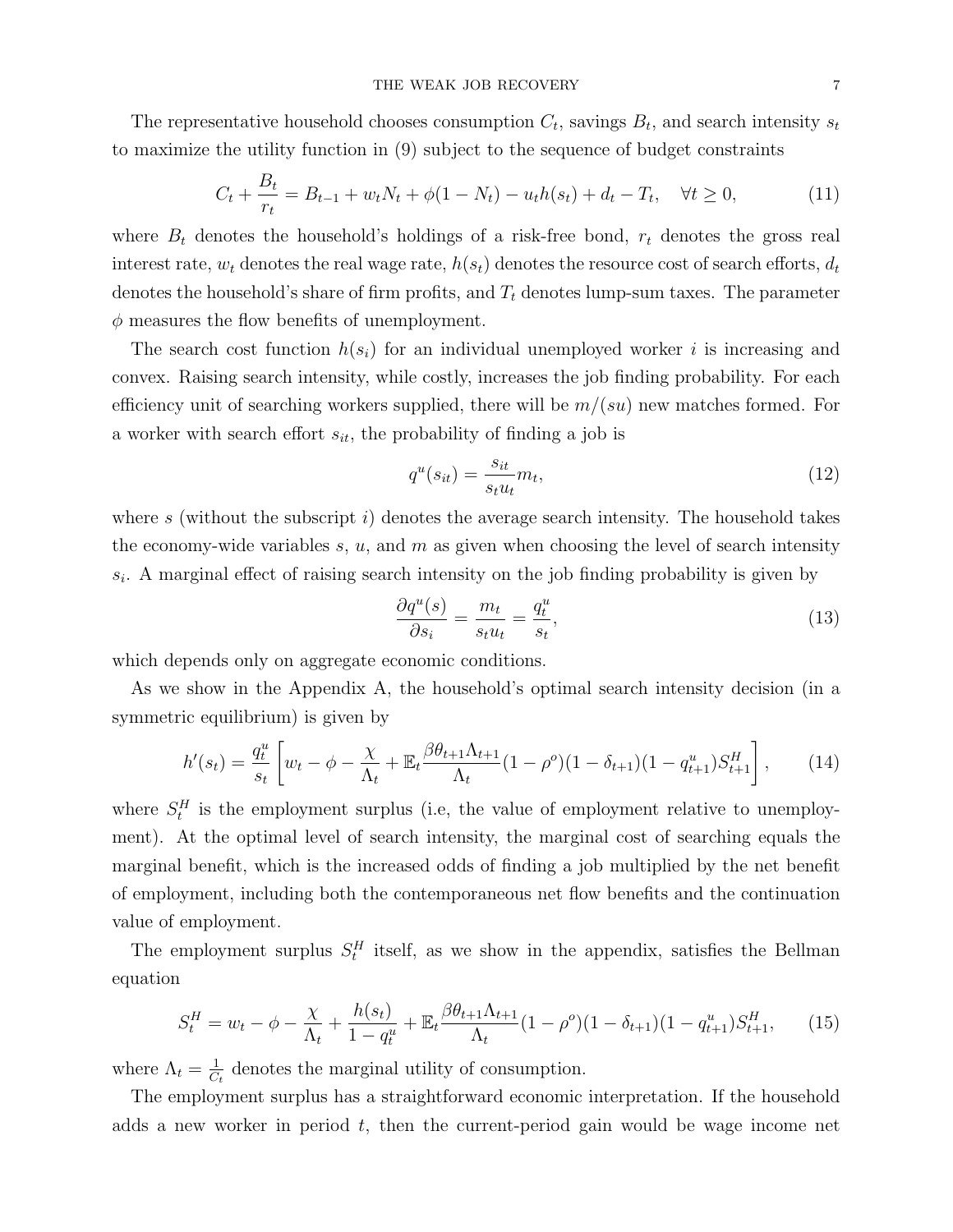The representative household chooses consumption $C_t$, savings $B_t$, and search intensity $s_t$ to maximize the utility function in (9) subject to the sequence of budget constraints

$$C_t + \frac{B_t}{r_t} = B_{t-1} + w_t N_t + \phi(1 - N_t) - u_t h(s_t) + d_t - T_t, \quad \forall t \geq 0, \tag{11}$$

where $B_t$ denotes the household's holdings of a risk-free bond, $r_t$ denotes the gross real interest rate, $w_t$ denotes the real wage rate, $h(s_t)$ denotes the resource cost of search efforts, $d_t$ denotes the household's share of firm profits, and $T_t$ denotes lump-sum taxes. The parameter $\phi$ measures the flow benefits of unemployment.

The search cost function $h(s_i)$ for an individual unemployed worker $i$ is increasing and convex. Raising search intensity, while costly, increases the job finding probability. For each efficiency unit of searching workers supplied, there will be $m/(su)$ new matches formed. For a worker with search effort $s_{it}$, the probability of finding a job is

$$q^u(s_{it}) = \frac{s_{it}}{s_t u_t} m_t, \tag{12}$$

where $s$ (without the subscript $i$) denotes the average search intensity. The household takes the economy-wide variables $s$, $u$, and $m$ as given when choosing the level of search intensity $s_i$. A marginal effect of raising search intensity on the job finding probability is given by

$$\frac{\partial q^u(s)}{\partial s_i} = \frac{m_t}{s_t u_t} = \frac{q^u_t}{s_t}, \tag{13}$$

which depends only on aggregate economic conditions.

As we show in the Appendix A, the household's optimal search intensity decision (in a symmetric equilibrium) is given by

$$h'(s_t) = \frac{q^u_t}{s_t}\left[w_t - \phi - \frac{\chi}{\Lambda_t} + \mathbb{E}_t \frac{\beta \theta_{t+1} \Lambda_{t+1}}{\Lambda_t}(1 - \rho^o)(1 - \delta_{t+1})(1 - q^u_{t+1}) S^H_{t+1}\right], \tag{14}$$

where $S^H_t$ is the employment surplus (i.e, the value of employment relative to unemployment). At the optimal level of search intensity, the marginal cost of searching equals the marginal benefit, which is the increased odds of finding a job multiplied by the net benefit of employment, including both the contemporaneous net flow benefits and the continuation value of employment.

The employment surplus $S^H_t$ itself, as we show in the appendix, satisfies the Bellman equation

$$S^H_t = w_t - \phi - \frac{\chi}{\Lambda_t} + \frac{h(s_t)}{1 - q^u_t} + \mathbb{E}_t \frac{\beta \theta_{t+1} \Lambda_{t+1}}{\Lambda_t}(1 - \rho^o)(1 - \delta_{t+1})(1 - q^u_{t+1}) S^H_{t+1}, \tag{15}$$

where $\Lambda_t = \frac{1}{C_t}$ denotes the marginal utility of consumption.

The employment surplus has a straightforward economic interpretation. If the household adds a new worker in period $t$, then the current-period gain would be wage income net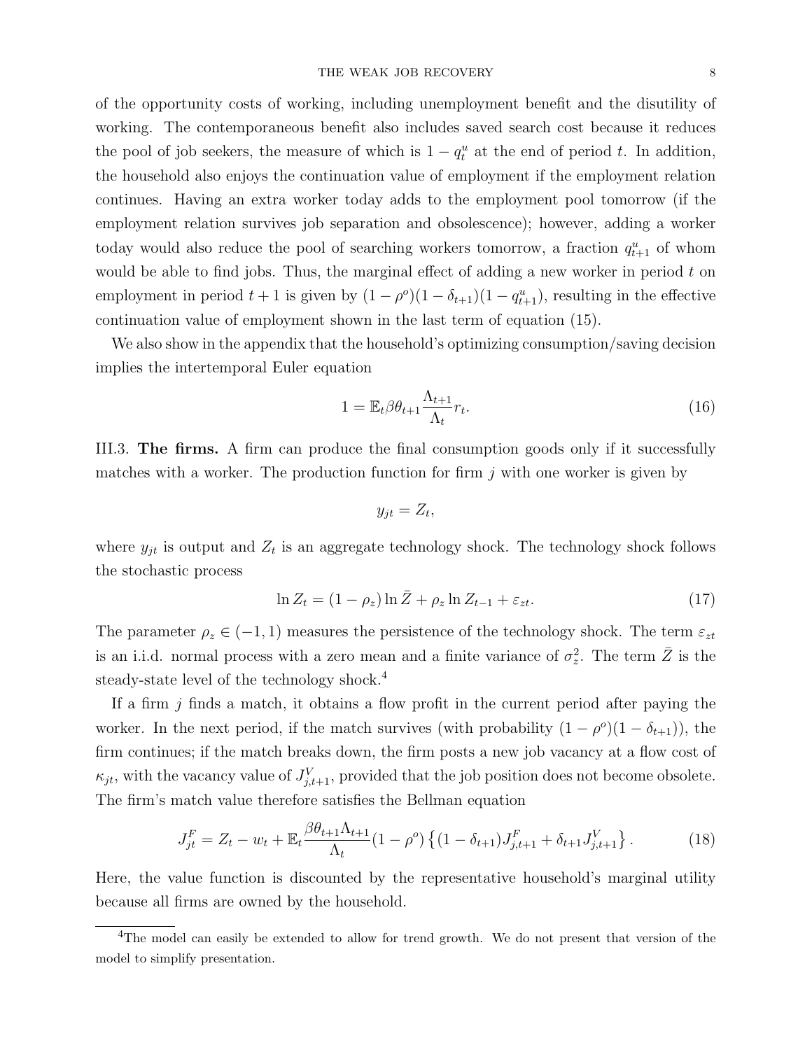of the opportunity costs of working, including unemployment benefit and the disutility of working. The contemporaneous benefit also includes saved search cost because it reduces the pool of job seekers, the measure of which is $1 - q_t^u$ at the end of period $t$. In addition, the household also enjoys the continuation value of employment if the employment relation continues. Having an extra worker today adds to the employment pool tomorrow (if the employment relation survives job separation and obsolescence); however, adding a worker today would also reduce the pool of searching workers tomorrow, a fraction $q_{t+1}^u$ of whom would be able to find jobs. Thus, the marginal effect of adding a new worker in period $t$ on employment in period $t+1$ is given by $(1-\rho^o)(1-\delta_{t+1})(1-q_{t+1}^u)$, resulting in the effective continuation value of employment shown in the last term of equation (15).

We also show in the appendix that the household's optimizing consumption/saving decision implies the intertemporal Euler equation

$$1 = \mathbb{E}_t \beta \theta_{t+1} \frac{\Lambda_{t+1}}{\Lambda_t} r_t. \tag{16}$$

III.3. **The firms.** A firm can produce the final consumption goods only if it successfully matches with a worker. The production function for firm $j$ with one worker is given by

$$y_{jt} = Z_t,$$

where $y_{jt}$ is output and $Z_t$ is an aggregate technology shock. The technology shock follows the stochastic process

$$\ln Z_t = (1-\rho_z) \ln \bar{Z} + \rho_z \ln Z_{t-1} + \varepsilon_{zt}. \tag{17}$$

The parameter $\rho_z \in (-1, 1)$ measures the persistence of the technology shock. The term $\varepsilon_{zt}$ is an i.i.d. normal process with a zero mean and a finite variance of $\sigma_z^2$. The term $\bar{Z}$ is the steady-state level of the technology shock.[4]

If a firm $j$ finds a match, it obtains a flow profit in the current period after paying the worker. In the next period, if the match survives (with probability $(1-\rho^o)(1-\delta_{t+1})$), the firm continues; if the match breaks down, the firm posts a new job vacancy at a flow cost of $\kappa_{jt}$, with the vacancy value of $J_{j,t+1}^V$, provided that the job position does not become obsolete. The firm's match value therefore satisfies the Bellman equation

$$J_{jt}^F = Z_t - w_t + \mathbb{E}_t \frac{\beta \theta_{t+1} \Lambda_{t+1}}{\Lambda_t} (1-\rho^o) \left\{ (1-\delta_{t+1}) J_{j,t+1}^F + \delta_{t+1} J_{j,t+1}^V \right\}. \tag{18}$$

Here, the value function is discounted by the representative household's marginal utility because all firms are owned by the household.

[4]The model can easily be extended to allow for trend growth. We do not present that version of the model to simplify presentation.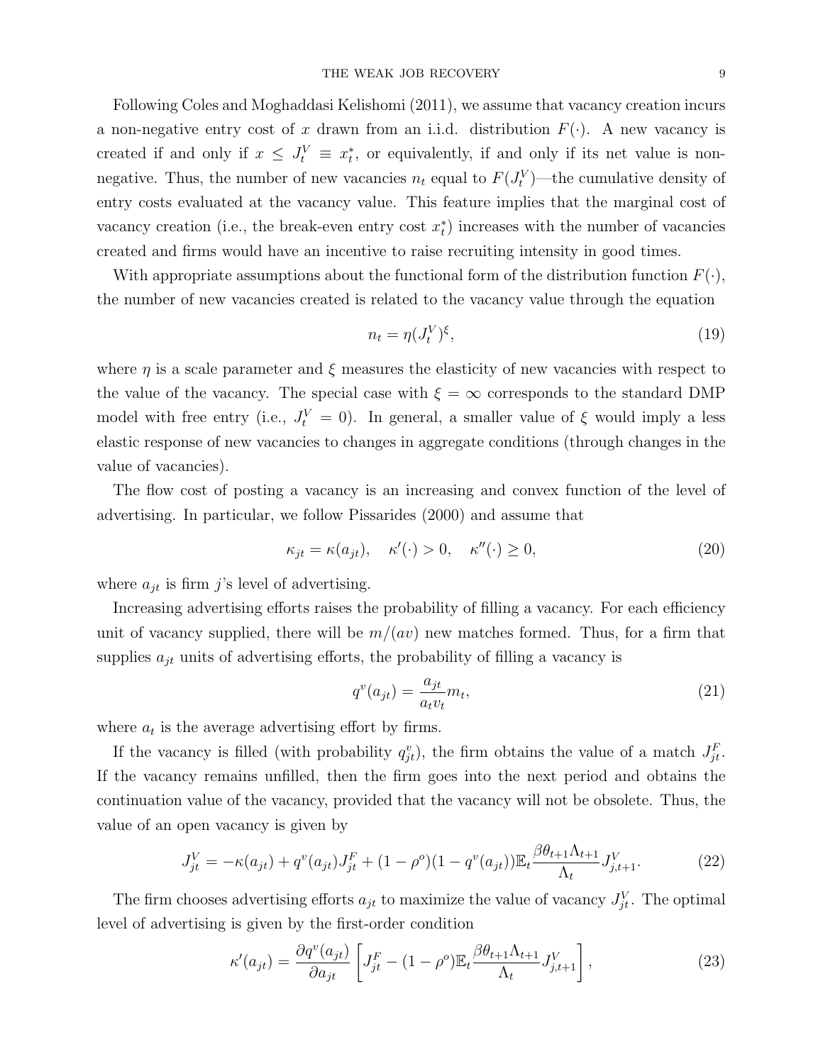Following Coles and Moghaddasi Kelishomi (2011), we assume that vacancy creation incurs a non-negative entry cost of $x$ drawn from an i.i.d. distribution $F(\cdot)$. A new vacancy is created if and only if $x \leq J_t^V \equiv x_t^*$, or equivalently, if and only if its net value is non-negative. Thus, the number of new vacancies $n_t$ equal to $F(J_t^V)$—the cumulative density of entry costs evaluated at the vacancy value. This feature implies that the marginal cost of vacancy creation (i.e., the break-even entry cost $x_t^*$) increases with the number of vacancies created and firms would have an incentive to raise recruiting intensity in good times.

With appropriate assumptions about the functional form of the distribution function $F(\cdot)$, the number of new vacancies created is related to the vacancy value through the equation

$$n_t = \eta (J_t^V)^{\xi}, \tag{19}$$

where $\eta$ is a scale parameter and $\xi$ measures the elasticity of new vacancies with respect to the value of the vacancy. The special case with $\xi = \infty$ corresponds to the standard DMP model with free entry (i.e., $J_t^V = 0$). In general, a smaller value of $\xi$ would imply a less elastic response of new vacancies to changes in aggregate conditions (through changes in the value of vacancies).

The flow cost of posting a vacancy is an increasing and convex function of the level of advertising. In particular, we follow Pissarides (2000) and assume that

$$\kappa_{jt} = \kappa(a_{jt}), \quad \kappa'(\cdot) > 0, \quad \kappa''(\cdot) \geq 0, \tag{20}$$

where $a_{jt}$ is firm $j$'s level of advertising.

Increasing advertising efforts raises the probability of filling a vacancy. For each efficiency unit of vacancy supplied, there will be $m/(av)$ new matches formed. Thus, for a firm that supplies $a_{jt}$ units of advertising efforts, the probability of filling a vacancy is

$$q^v(a_{jt}) = \frac{a_{jt}}{a_t v_t} m_t, \tag{21}$$

where $a_t$ is the average advertising effort by firms.

If the vacancy is filled (with probability $q_{jt}^v$), the firm obtains the value of a match $J_{jt}^F$. If the vacancy remains unfilled, then the firm goes into the next period and obtains the continuation value of the vacancy, provided that the vacancy will not be obsolete. Thus, the value of an open vacancy is given by

$$J_{jt}^V = -\kappa(a_{jt}) + q^v(a_{jt}) J_{jt}^F + (1-\rho^o)(1-q^v(a_{jt})) \mathbb{E}_t \frac{\beta \theta_{t+1} \Lambda_{t+1}}{\Lambda_t} J_{j,t+1}^V. \tag{22}$$

The firm chooses advertising efforts $a_{jt}$ to maximize the value of vacancy $J_{jt}^V$. The optimal level of advertising is given by the first-order condition

$$\kappa'(a_{jt}) = \frac{\partial q^v(a_{jt})}{\partial a_{jt}} \left[ J_{jt}^F - (1-\rho^o) \mathbb{E}_t \frac{\beta \theta_{t+1} \Lambda_{t+1}}{\Lambda_t} J_{j,t+1}^V \right], \tag{23}$$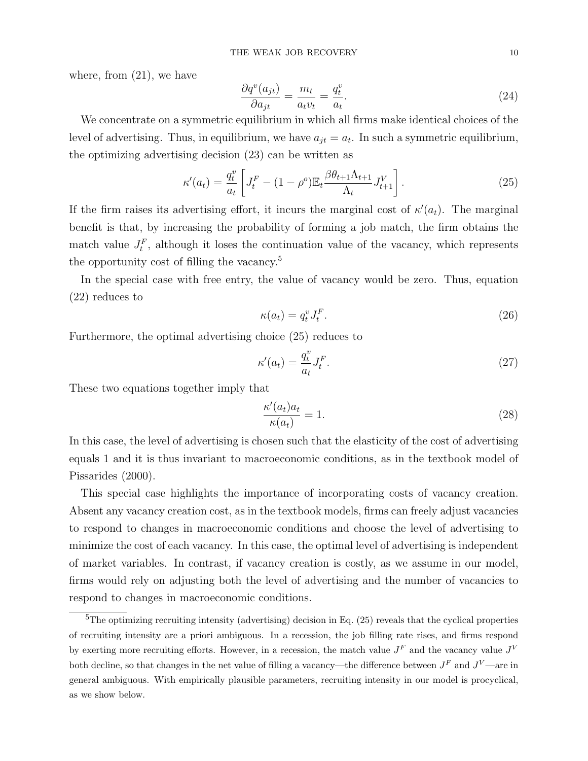where, from (21), we have

$$\frac{\partial q^v(a_{jt})}{\partial a_{jt}} = \frac{m_t}{a_t v_t} = \frac{q_t^v}{a_t}. \tag{24}$$

We concentrate on a symmetric equilibrium in which all firms make identical choices of the level of advertising. Thus, in equilibrium, we have $a_{jt} = a_t$. In such a symmetric equilibrium, the optimizing advertising decision (23) can be written as

$$\kappa'(a_t) = \frac{q_t^v}{a_t}\left[J_t^F - (1-\rho^o)\mathbb{E}_t \frac{\beta\theta_{t+1}\Lambda_{t+1}}{\Lambda_t} J_{t+1}^V\right]. \tag{25}$$

If the firm raises its advertising effort, it incurs the marginal cost of $\kappa'(a_t)$. The marginal benefit is that, by increasing the probability of forming a job match, the firm obtains the match value $J_t^F$, although it loses the continuation value of the vacancy, which represents the opportunity cost of filling the vacancy.[5]

In the special case with free entry, the value of vacancy would be zero. Thus, equation (22) reduces to

$$\kappa(a_t) = q_t^v J_t^F. \tag{26}$$

Furthermore, the optimal advertising choice (25) reduces to

$$\kappa'(a_t) = \frac{q_t^v}{a_t} J_t^F. \tag{27}$$

These two equations together imply that

$$\frac{\kappa'(a_t)a_t}{\kappa(a_t)} = 1. \tag{28}$$

In this case, the level of advertising is chosen such that the elasticity of the cost of advertising equals 1 and it is thus invariant to macroeconomic conditions, as in the textbook model of Pissarides (2000).

This special case highlights the importance of incorporating costs of vacancy creation. Absent any vacancy creation cost, as in the textbook models, firms can freely adjust vacancies to respond to changes in macroeconomic conditions and choose the level of advertising to minimize the cost of each vacancy. In this case, the optimal level of advertising is independent of market variables. In contrast, if vacancy creation is costly, as we assume in our model, firms would rely on adjusting both the level of advertising and the number of vacancies to respond to changes in macroeconomic conditions.

[5] The optimizing recruiting intensity (advertising) decision in Eq. (25) reveals that the cyclical properties of recruiting intensity are a priori ambiguous. In a recession, the job filling rate rises, and firms respond by exerting more recruiting efforts. However, in a recession, the match value $J^F$ and the vacancy value $J^V$ both decline, so that changes in the net value of filling a vacancy—the difference between $J^F$ and $J^V$—are in general ambiguous. With empirically plausible parameters, recruiting intensity in our model is procyclical, as we show below.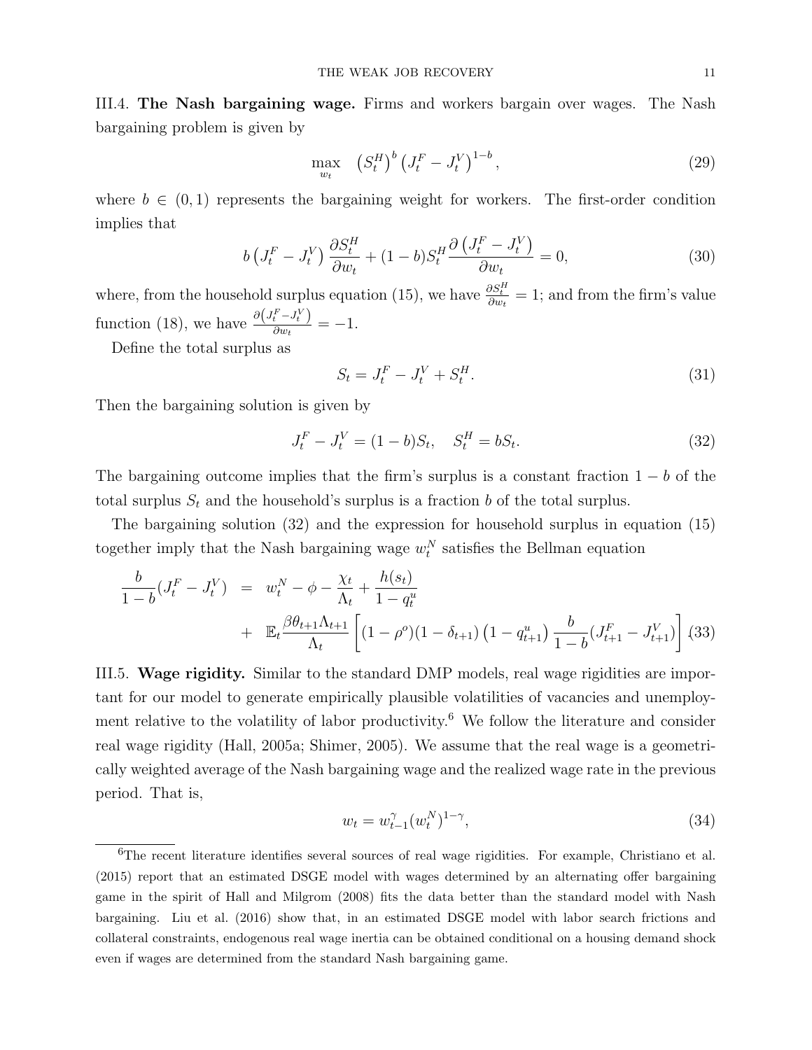III.4. **The Nash bargaining wage.** Firms and workers bargain over wages. The Nash bargaining problem is given by

$$\max_{w_t} \quad \left(S_t^H\right)^b \left(J_t^F - J_t^V\right)^{1-b}, \tag{29}$$

where $b \in (0,1)$ represents the bargaining weight for workers. The first-order condition implies that

$$b\left(J_t^F - J_t^V\right)\frac{\partial S_t^H}{\partial w_t} + (1-b)S_t^H \frac{\partial\left(J_t^F - J_t^V\right)}{\partial w_t} = 0, \tag{30}$$

where, from the household surplus equation (15), we have $\frac{\partial S_t^H}{\partial w_t} = 1$; and from the firm's value function (18), we have $\frac{\partial\left(J_t^F - J_t^V\right)}{\partial w_t} = -1$.

Define the total surplus as

$$S_t = J_t^F - J_t^V + S_t^H. \tag{31}$$

Then the bargaining solution is given by

$$J_t^F - J_t^V = (1-b)S_t, \quad S_t^H = bS_t. \tag{32}$$

The bargaining outcome implies that the firm's surplus is a constant fraction $1-b$ of the total surplus $S_t$ and the household's surplus is a fraction $b$ of the total surplus.

The bargaining solution (32) and the expression for household surplus in equation (15) together imply that the Nash bargaining wage $w_t^N$ satisfies the Bellman equation

$$\begin{aligned}
\frac{b}{1-b}(J_t^F - J_t^V) &= w_t^N - \phi - \frac{\chi_t}{\Lambda_t} + \frac{h(s_t)}{1-q_t^u} \\
&+ \mathbb{E}_t \frac{\beta\theta_{t+1}\Lambda_{t+1}}{\Lambda_t}\left[(1-\rho^o)(1-\delta_{t+1})\left(1-q_{t+1}^u\right)\frac{b}{1-b}(J_{t+1}^F - J_{t+1}^V)\right]. 
\end{aligned} \tag{33}$$

III.5. **Wage rigidity.** Similar to the standard DMP models, real wage rigidities are important for our model to generate empirically plausible volatilities of vacancies and unemployment relative to the volatility of labor productivity.[6] We follow the literature and consider real wage rigidity (Hall, 2005a; Shimer, 2005). We assume that the real wage is a geometrically weighted average of the Nash bargaining wage and the realized wage rate in the previous period. That is,

$$w_t = w_{t-1}^{\gamma}(w_t^N)^{1-\gamma}, \tag{34}$$

[6]The recent literature identifies several sources of real wage rigidities. For example, Christiano et al. (2015) report that an estimated DSGE model with wages determined by an alternating offer bargaining game in the spirit of Hall and Milgrom (2008) fits the data better than the standard model with Nash bargaining. Liu et al. (2016) show that, in an estimated DSGE model with labor search frictions and collateral constraints, endogenous real wage inertia can be obtained conditional on a housing demand shock even if wages are determined from the standard Nash bargaining game.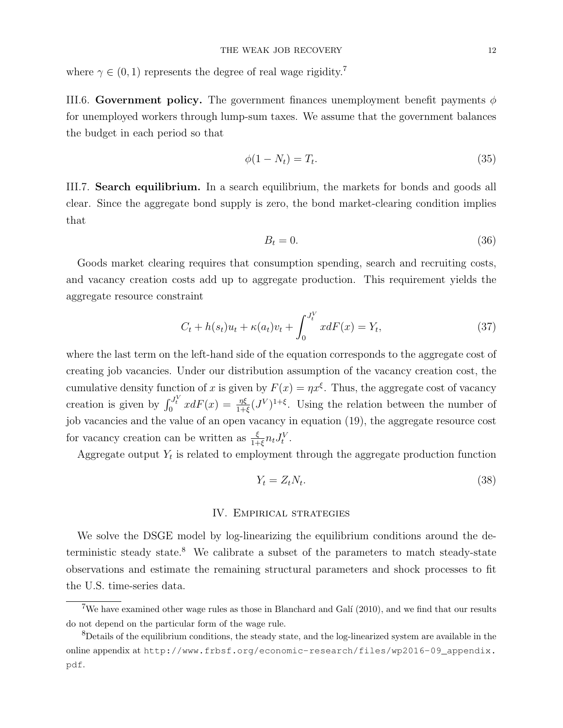where $\gamma \in (0,1)$ represents the degree of real wage rigidity.[7]

III.6. **Government policy.** The government finances unemployment benefit payments $\phi$ for unemployed workers through lump-sum taxes. We assume that the government balances the budget in each period so that

$$\phi(1 - N_t) = T_t. \tag{35}$$

III.7. **Search equilibrium.** In a search equilibrium, the markets for bonds and goods all clear. Since the aggregate bond supply is zero, the bond market-clearing condition implies that

$$B_t = 0. \tag{36}$$

Goods market clearing requires that consumption spending, search and recruiting costs, and vacancy creation costs add up to aggregate production. This requirement yields the aggregate resource constraint

$$C_t + h(s_t)u_t + \kappa(a_t)v_t + \int_0^{J_t^V} x dF(x) = Y_t, \tag{37}$$

where the last term on the left-hand side of the equation corresponds to the aggregate cost of creating job vacancies. Under our distribution assumption of the vacancy creation cost, the cumulative density function of $x$ is given by $F(x) = \eta x^{\xi}$. Thus, the aggregate cost of vacancy creation is given by $\int_0^{J_t^V} x dF(x) = \frac{\eta \xi}{1+\xi}(J^V)^{1+\xi}$. Using the relation between the number of job vacancies and the value of an open vacancy in equation (19), the aggregate resource cost for vacancy creation can be written as $\frac{\xi}{1+\xi} n_t J_t^V$.

Aggregate output $Y_t$ is related to employment through the aggregate production function

$$Y_t = Z_t N_t. \tag{38}$$

## IV. Empirical strategies

We solve the DSGE model by log-linearizing the equilibrium conditions around the deterministic steady state.[8] We calibrate a subset of the parameters to match steady-state observations and estimate the remaining structural parameters and shock processes to fit the U.S. time-series data.

---

[7] We have examined other wage rules as those in Blanchard and Galí (2010), and we find that our results do not depend on the particular form of the wage rule.

[8] Details of the equilibrium conditions, the steady state, and the log-linearized system are available in the online appendix at http://www.frbsf.org/economic-research/files/wp2016-09_appendix.pdf.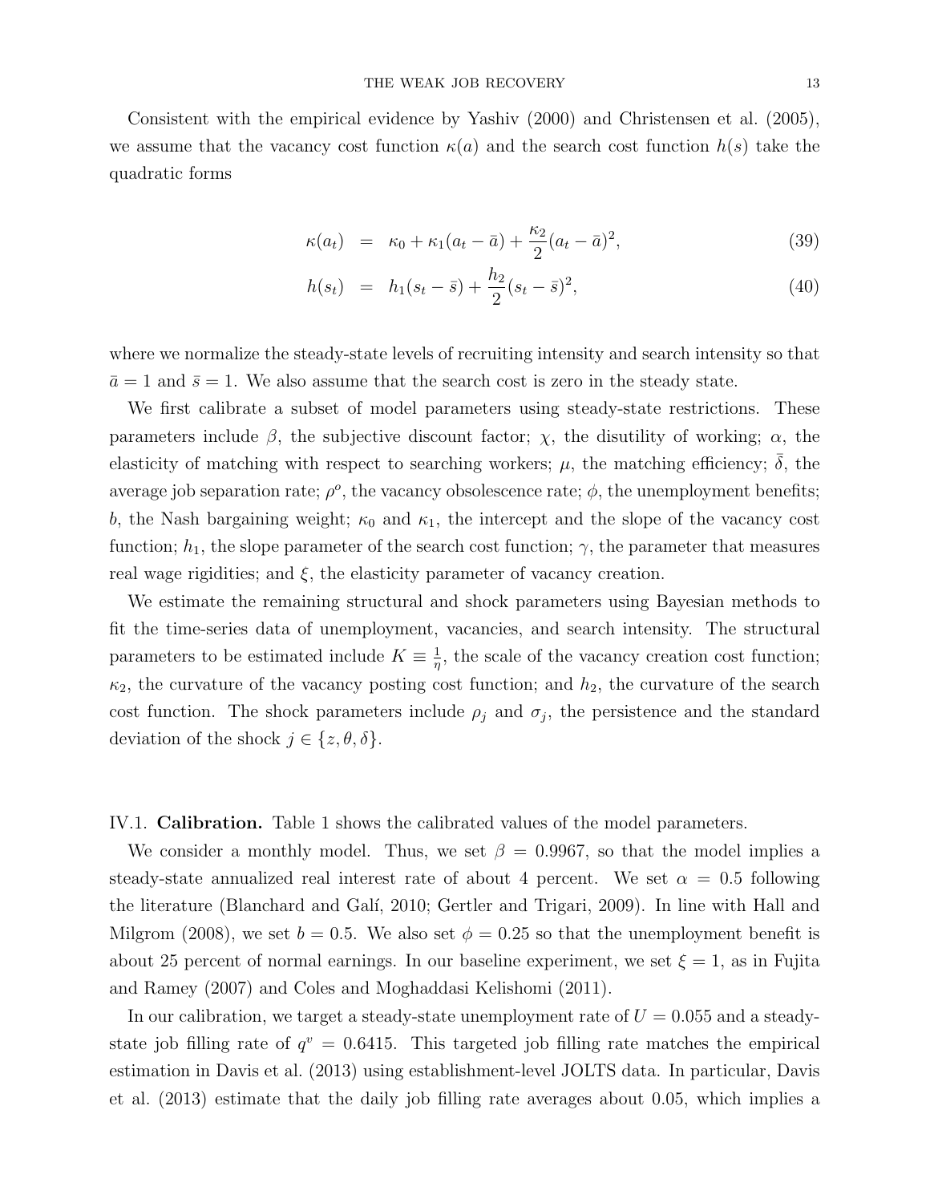Consistent with the empirical evidence by Yashiv (2000) and Christensen et al. (2005), we assume that the vacancy cost function $\kappa(a)$ and the search cost function $h(s)$ take the quadratic forms

$$
\kappa(a_t) = \kappa_0 + \kappa_1(a_t - \bar{a}) + \frac{\kappa_2}{2}(a_t - \bar{a})^2, \tag{39}
$$

$$
h(s_t) = h_1(s_t - \bar{s}) + \frac{h_2}{2}(s_t - \bar{s})^2, \tag{40}
$$

where we normalize the steady-state levels of recruiting intensity and search intensity so that $\bar{a} = 1$ and $\bar{s} = 1$. We also assume that the search cost is zero in the steady state.

We first calibrate a subset of model parameters using steady-state restrictions. These parameters include $\beta$, the subjective discount factor; $\chi$, the disutility of working; $\alpha$, the elasticity of matching with respect to searching workers; $\mu$, the matching efficiency; $\bar{\delta}$, the average job separation rate; $\rho^o$, the vacancy obsolescence rate; $\phi$, the unemployment benefits; $b$, the Nash bargaining weight; $\kappa_0$ and $\kappa_1$, the intercept and the slope of the vacancy cost function; $h_1$, the slope parameter of the search cost function; $\gamma$, the parameter that measures real wage rigidities; and $\xi$, the elasticity parameter of vacancy creation.

We estimate the remaining structural and shock parameters using Bayesian methods to fit the time-series data of unemployment, vacancies, and search intensity. The structural parameters to be estimated include $K \equiv \frac{1}{\eta}$, the scale of the vacancy creation cost function; $\kappa_2$, the curvature of the vacancy posting cost function; and $h_2$, the curvature of the search cost function. The shock parameters include $\rho_j$ and $\sigma_j$, the persistence and the standard deviation of the shock $j \in \{z, \theta, \delta\}$.

## IV.1. **Calibration.**

Table 1 shows the calibrated values of the model parameters.

We consider a monthly model. Thus, we set $\beta = 0.9967$, so that the model implies a steady-state annualized real interest rate of about 4 percent. We set $\alpha = 0.5$ following the literature (Blanchard and Galí, 2010; Gertler and Trigari, 2009). In line with Hall and Milgrom (2008), we set $b = 0.5$. We also set $\phi = 0.25$ so that the unemployment benefit is about 25 percent of normal earnings. In our baseline experiment, we set $\xi = 1$, as in Fujita and Ramey (2007) and Coles and Moghaddasi Kelishomi (2011).

In our calibration, we target a steady-state unemployment rate of $U = 0.055$ and a steady-state job filling rate of $q^v = 0.6415$. This targeted job filling rate matches the empirical estimation in Davis et al. (2013) using establishment-level JOLTS data. In particular, Davis et al. (2013) estimate that the daily job filling rate averages about 0.05, which implies a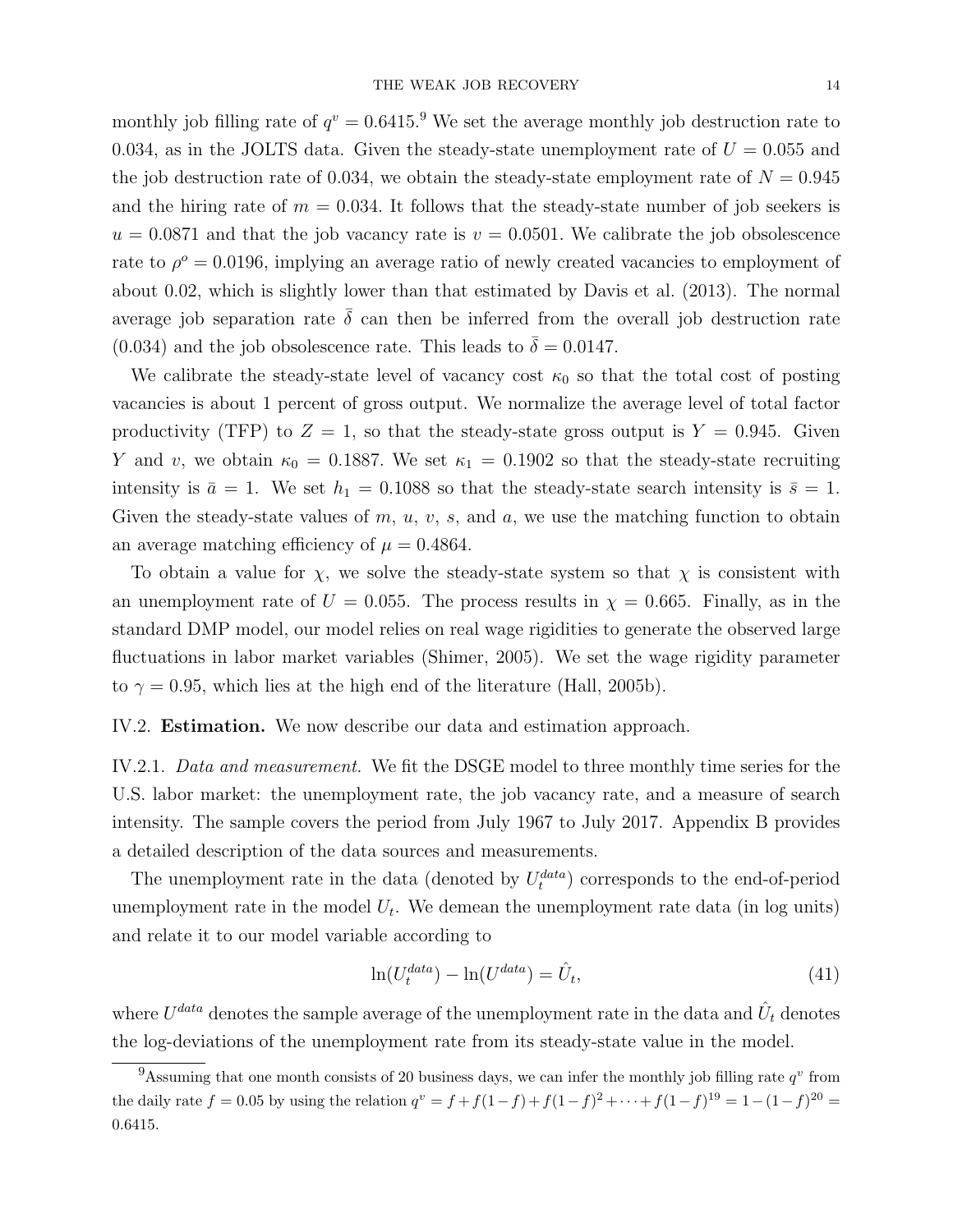monthly job filling rate of $q^v = 0.6415$.[9] We set the average monthly job destruction rate to 0.034, as in the JOLTS data. Given the steady-state unemployment rate of $U = 0.055$ and the job destruction rate of 0.034, we obtain the steady-state employment rate of $N = 0.945$ and the hiring rate of $m = 0.034$. It follows that the steady-state number of job seekers is $u = 0.0871$ and that the job vacancy rate is $v = 0.0501$. We calibrate the job obsolescence rate to $\rho^o = 0.0196$, implying an average ratio of newly created vacancies to employment of about 0.02, which is slightly lower than that estimated by Davis et al. (2013). The normal average job separation rate $\bar{\delta}$ can then be inferred from the overall job destruction rate (0.034) and the job obsolescence rate. This leads to $\bar{\delta} = 0.0147$.

We calibrate the steady-state level of vacancy cost $\kappa_0$ so that the total cost of posting vacancies is about 1 percent of gross output. We normalize the average level of total factor productivity (TFP) to $Z = 1$, so that the steady-state gross output is $Y = 0.945$. Given $Y$ and $v$, we obtain $\kappa_0 = 0.1887$. We set $\kappa_1 = 0.1902$ so that the steady-state recruiting intensity is $\bar{a} = 1$. We set $h_1 = 0.1088$ so that the steady-state search intensity is $\bar{s} = 1$. Given the steady-state values of $m$, $u$, $v$, $s$, and $a$, we use the matching function to obtain an average matching efficiency of $\mu = 0.4864$.

To obtain a value for $\chi$, we solve the steady-state system so that $\chi$ is consistent with an unemployment rate of $U = 0.055$. The process results in $\chi = 0.665$. Finally, as in the standard DMP model, our model relies on real wage rigidities to generate the observed large fluctuations in labor market variables (Shimer, 2005). We set the wage rigidity parameter to $\gamma = 0.95$, which lies at the high end of the literature (Hall, 2005b).

IV.2. **Estimation.** We now describe our data and estimation approach.

IV.2.1. *Data and measurement.* We fit the DSGE model to three monthly time series for the U.S. labor market: the unemployment rate, the job vacancy rate, and a measure of search intensity. The sample covers the period from July 1967 to July 2017. Appendix B provides a detailed description of the data sources and measurements.

The unemployment rate in the data (denoted by $U_t^{data}$) corresponds to the end-of-period unemployment rate in the model $U_t$. We demean the unemployment rate data (in log units) and relate it to our model variable according to

$$\ln(U_t^{data}) - \ln(U^{data}) = \hat{U}_t, \tag{41}$$

where $U^{data}$ denotes the sample average of the unemployment rate in the data and $\hat{U}_t$ denotes the log-deviations of the unemployment rate from its steady-state value in the model.

[9] Assuming that one month consists of 20 business days, we can infer the monthly job filling rate $q^v$ from the daily rate $f = 0.05$ by using the relation $q^v = f + f(1-f) + f(1-f)^2 + \cdots + f(1-f)^{19} = 1-(1-f)^{20} = 0.6415$.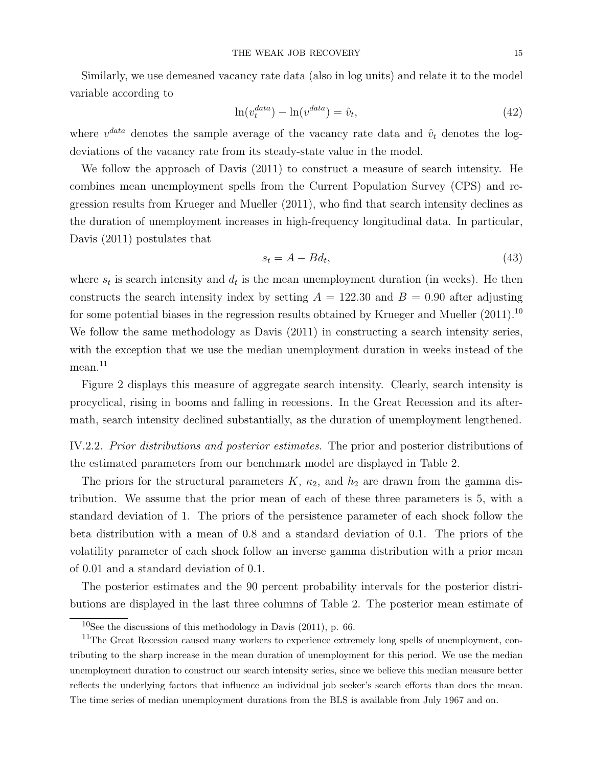Similarly, we use demeaned vacancy rate data (also in log units) and relate it to the model variable according to

$$\ln(v_t^{data}) - \ln(v^{data}) = \hat{v}_t, \tag{42}$$

where $v^{data}$ denotes the sample average of the vacancy rate data and $\hat{v}_t$ denotes the log-deviations of the vacancy rate from its steady-state value in the model.

We follow the approach of Davis (2011) to construct a measure of search intensity. He combines mean unemployment spells from the Current Population Survey (CPS) and regression results from Krueger and Mueller (2011), who find that search intensity declines as the duration of unemployment increases in high-frequency longitudinal data. In particular, Davis (2011) postulates that

$$s_t = A - Bd_t, \tag{43}$$

where $s_t$ is search intensity and $d_t$ is the mean unemployment duration (in weeks). He then constructs the search intensity index by setting $A = 122.30$ and $B = 0.90$ after adjusting for some potential biases in the regression results obtained by Krueger and Mueller (2011).[10] We follow the same methodology as Davis (2011) in constructing a search intensity series, with the exception that we use the median unemployment duration in weeks instead of the mean.[11]

Figure 2 displays this measure of aggregate search intensity. Clearly, search intensity is procyclical, rising in booms and falling in recessions. In the Great Recession and its aftermath, search intensity declined substantially, as the duration of unemployment lengthened.

IV.2.2. *Prior distributions and posterior estimates.* The prior and posterior distributions of the estimated parameters from our benchmark model are displayed in Table 2.

The priors for the structural parameters $K$, $\kappa_2$, and $h_2$ are drawn from the gamma distribution. We assume that the prior mean of each of these three parameters is 5, with a standard deviation of 1. The priors of the persistence parameter of each shock follow the beta distribution with a mean of 0.8 and a standard deviation of 0.1. The priors of the volatility parameter of each shock follow an inverse gamma distribution with a prior mean of 0.01 and a standard deviation of 0.1.

The posterior estimates and the 90 percent probability intervals for the posterior distributions are displayed in the last three columns of Table 2. The posterior mean estimate of

[10] See the discussions of this methodology in Davis (2011), p. 66.

[11] The Great Recession caused many workers to experience extremely long spells of unemployment, contributing to the sharp increase in the mean duration of unemployment for this period. We use the median unemployment duration to construct our search intensity series, since we believe this median measure better reflects the underlying factors that influence an individual job seeker's search efforts than does the mean. The time series of median unemployment durations from the BLS is available from July 1967 and on.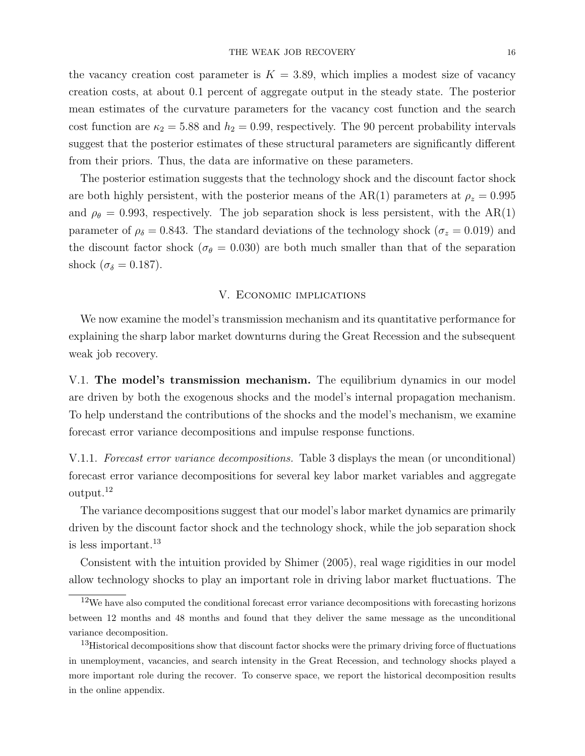the vacancy creation cost parameter is $K = 3.89$, which implies a modest size of vacancy creation costs, at about 0.1 percent of aggregate output in the steady state. The posterior mean estimates of the curvature parameters for the vacancy cost function and the search cost function are $\kappa_2 = 5.88$ and $h_2 = 0.99$, respectively. The 90 percent probability intervals suggest that the posterior estimates of these structural parameters are significantly different from their priors. Thus, the data are informative on these parameters.

The posterior estimation suggests that the technology shock and the discount factor shock are both highly persistent, with the posterior means of the AR(1) parameters at $\rho_z = 0.995$ and $\rho_\theta = 0.993$, respectively. The job separation shock is less persistent, with the AR(1) parameter of $\rho_\delta = 0.843$. The standard deviations of the technology shock ($\sigma_z = 0.019$) and the discount factor shock ($\sigma_\theta = 0.030$) are both much smaller than that of the separation shock ($\sigma_\delta = 0.187$).

## V. Economic implications

We now examine the model's transmission mechanism and its quantitative performance for explaining the sharp labor market downturns during the Great Recession and the subsequent weak job recovery.

V.1. **The model's transmission mechanism.** The equilibrium dynamics in our model are driven by both the exogenous shocks and the model's internal propagation mechanism. To help understand the contributions of the shocks and the model's mechanism, we examine forecast error variance decompositions and impulse response functions.

V.1.1. *Forecast error variance decompositions.* Table 3 displays the mean (or unconditional) forecast error variance decompositions for several key labor market variables and aggregate output.[12]

The variance decompositions suggest that our model's labor market dynamics are primarily driven by the discount factor shock and the technology shock, while the job separation shock is less important.[13]

Consistent with the intuition provided by Shimer (2005), real wage rigidities in our model allow technology shocks to play an important role in driving labor market fluctuations. The

[12]We have also computed the conditional forecast error variance decompositions with forecasting horizons between 12 months and 48 months and found that they deliver the same message as the unconditional variance decomposition.

[13]Historical decompositions show that discount factor shocks were the primary driving force of fluctuations in unemployment, vacancies, and search intensity in the Great Recession, and technology shocks played a more important role during the recover. To conserve space, we report the historical decomposition results in the online appendix.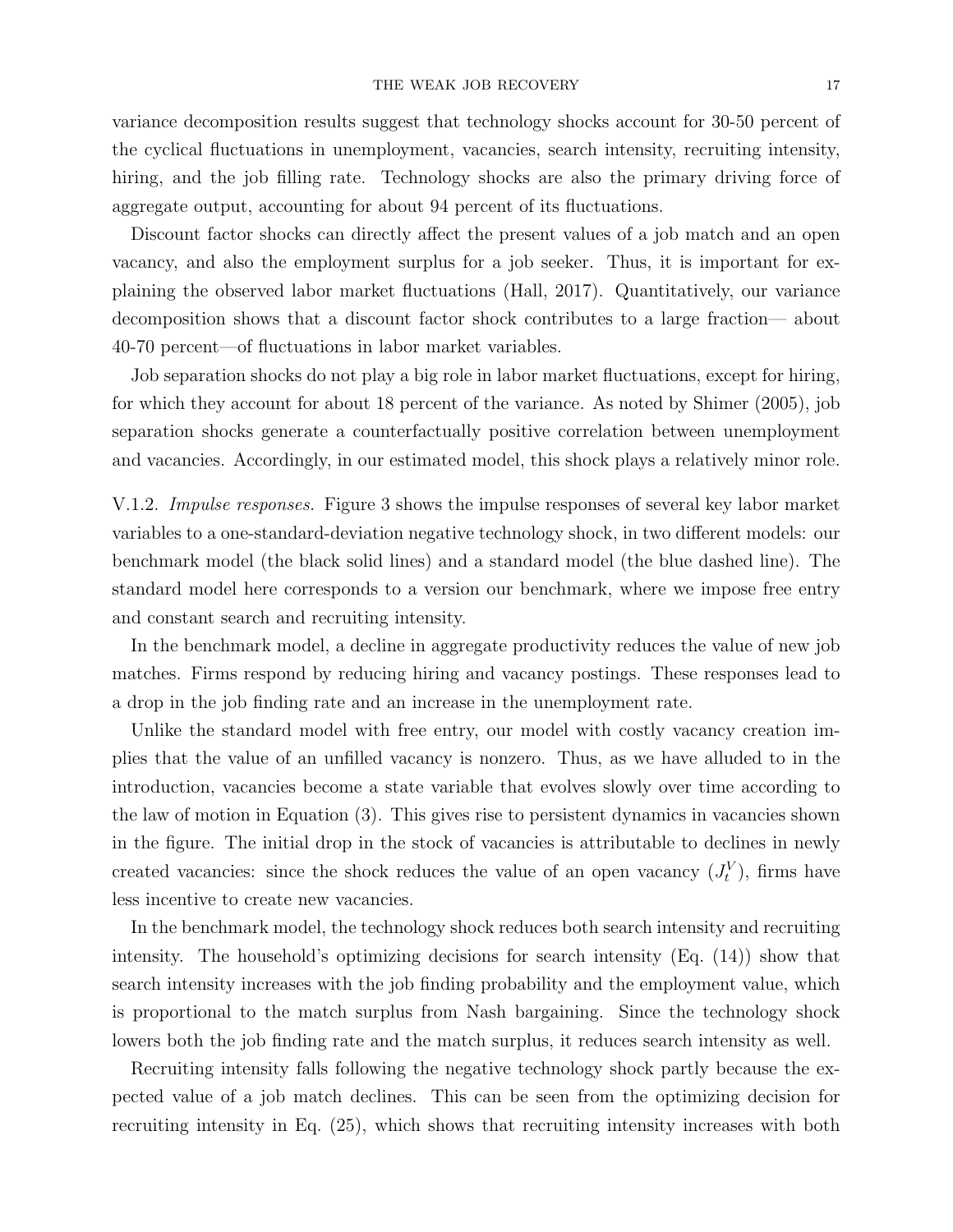variance decomposition results suggest that technology shocks account for 30-50 percent of the cyclical fluctuations in unemployment, vacancies, search intensity, recruiting intensity, hiring, and the job filling rate. Technology shocks are also the primary driving force of aggregate output, accounting for about 94 percent of its fluctuations.

Discount factor shocks can directly affect the present values of a job match and an open vacancy, and also the employment surplus for a job seeker. Thus, it is important for explaining the observed labor market fluctuations (Hall, 2017). Quantitatively, our variance decomposition shows that a discount factor shock contributes to a large fraction— about 40-70 percent—of fluctuations in labor market variables.

Job separation shocks do not play a big role in labor market fluctuations, except for hiring, for which they account for about 18 percent of the variance. As noted by Shimer (2005), job separation shocks generate a counterfactually positive correlation between unemployment and vacancies. Accordingly, in our estimated model, this shock plays a relatively minor role.

V.1.2. *Impulse responses.* Figure 3 shows the impulse responses of several key labor market variables to a one-standard-deviation negative technology shock, in two different models: our benchmark model (the black solid lines) and a standard model (the blue dashed line). The standard model here corresponds to a version our benchmark, where we impose free entry and constant search and recruiting intensity.

In the benchmark model, a decline in aggregate productivity reduces the value of new job matches. Firms respond by reducing hiring and vacancy postings. These responses lead to a drop in the job finding rate and an increase in the unemployment rate.

Unlike the standard model with free entry, our model with costly vacancy creation implies that the value of an unfilled vacancy is nonzero. Thus, as we have alluded to in the introduction, vacancies become a state variable that evolves slowly over time according to the law of motion in Equation (3). This gives rise to persistent dynamics in vacancies shown in the figure. The initial drop in the stock of vacancies is attributable to declines in newly created vacancies: since the shock reduces the value of an open vacancy ($J_t^V$), firms have less incentive to create new vacancies.

In the benchmark model, the technology shock reduces both search intensity and recruiting intensity. The household's optimizing decisions for search intensity (Eq. (14)) show that search intensity increases with the job finding probability and the employment value, which is proportional to the match surplus from Nash bargaining. Since the technology shock lowers both the job finding rate and the match surplus, it reduces search intensity as well.

Recruiting intensity falls following the negative technology shock partly because the expected value of a job match declines. This can be seen from the optimizing decision for recruiting intensity in Eq. (25), which shows that recruiting intensity increases with both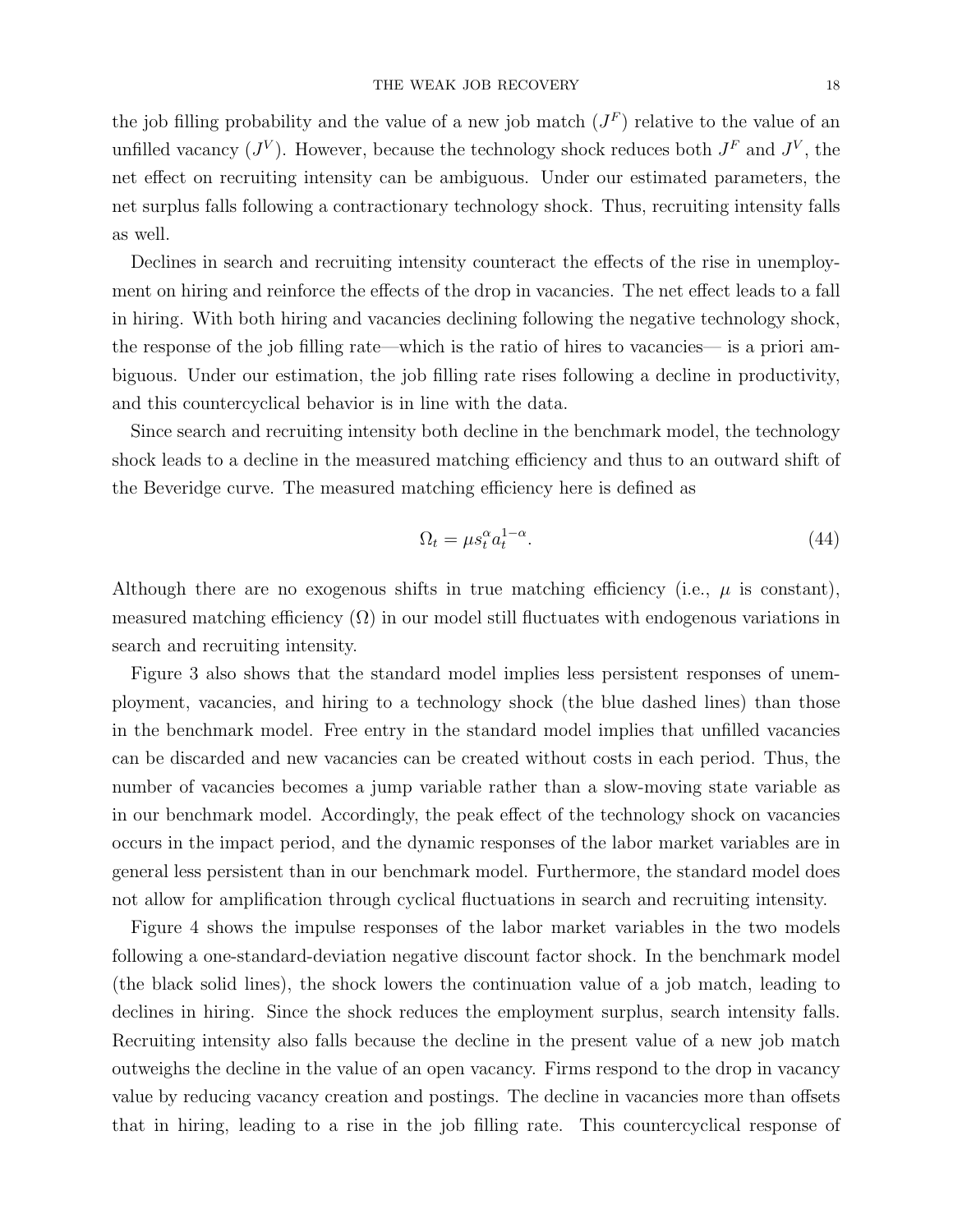the job filling probability and the value of a new job match ($J^F$) relative to the value of an unfilled vacancy ($J^V$). However, because the technology shock reduces both $J^F$ and $J^V$, the net effect on recruiting intensity can be ambiguous. Under our estimated parameters, the net surplus falls following a contractionary technology shock. Thus, recruiting intensity falls as well.

Declines in search and recruiting intensity counteract the effects of the rise in unemployment on hiring and reinforce the effects of the drop in vacancies. The net effect leads to a fall in hiring. With both hiring and vacancies declining following the negative technology shock, the response of the job filling rate—which is the ratio of hires to vacancies— is a priori ambiguous. Under our estimation, the job filling rate rises following a decline in productivity, and this countercyclical behavior is in line with the data.

Since search and recruiting intensity both decline in the benchmark model, the technology shock leads to a decline in the measured matching efficiency and thus to an outward shift of the Beveridge curve. The measured matching efficiency here is defined as

$$\Omega_t = \mu s_t^{\alpha} a_t^{1-\alpha}. \tag{44}$$

Although there are no exogenous shifts in true matching efficiency (i.e., $\mu$ is constant), measured matching efficiency ($\Omega$) in our model still fluctuates with endogenous variations in search and recruiting intensity.

Figure 3 also shows that the standard model implies less persistent responses of unemployment, vacancies, and hiring to a technology shock (the blue dashed lines) than those in the benchmark model. Free entry in the standard model implies that unfilled vacancies can be discarded and new vacancies can be created without costs in each period. Thus, the number of vacancies becomes a jump variable rather than a slow-moving state variable as in our benchmark model. Accordingly, the peak effect of the technology shock on vacancies occurs in the impact period, and the dynamic responses of the labor market variables are in general less persistent than in our benchmark model. Furthermore, the standard model does not allow for amplification through cyclical fluctuations in search and recruiting intensity.

Figure 4 shows the impulse responses of the labor market variables in the two models following a one-standard-deviation negative discount factor shock. In the benchmark model (the black solid lines), the shock lowers the continuation value of a job match, leading to declines in hiring. Since the shock reduces the employment surplus, search intensity falls. Recruiting intensity also falls because the decline in the present value of a new job match outweighs the decline in the value of an open vacancy. Firms respond to the drop in vacancy value by reducing vacancy creation and postings. The decline in vacancies more than offsets that in hiring, leading to a rise in the job filling rate. This countercyclical response of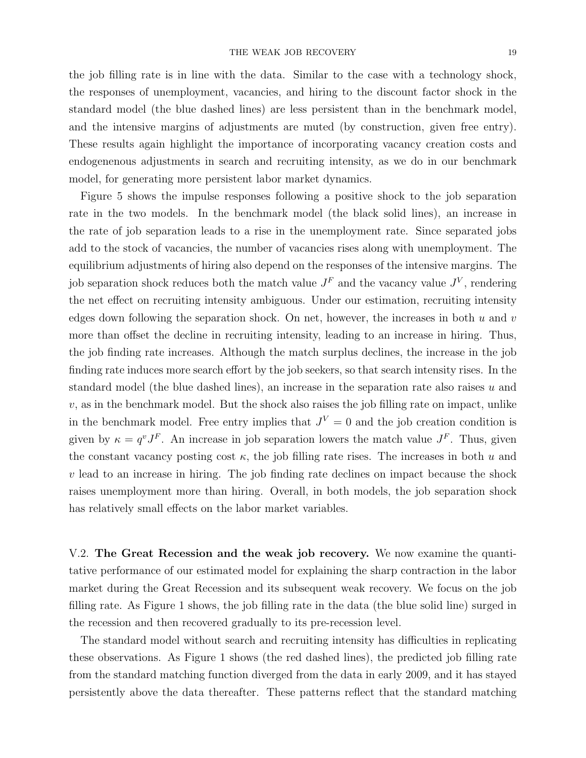the job filling rate is in line with the data. Similar to the case with a technology shock, the responses of unemployment, vacancies, and hiring to the discount factor shock in the standard model (the blue dashed lines) are less persistent than in the benchmark model, and the intensive margins of adjustments are muted (by construction, given free entry). These results again highlight the importance of incorporating vacancy creation costs and endogenenous adjustments in search and recruiting intensity, as we do in our benchmark model, for generating more persistent labor market dynamics.

Figure 5 shows the impulse responses following a positive shock to the job separation rate in the two models. In the benchmark model (the black solid lines), an increase in the rate of job separation leads to a rise in the unemployment rate. Since separated jobs add to the stock of vacancies, the number of vacancies rises along with unemployment. The equilibrium adjustments of hiring also depend on the responses of the intensive margins. The job separation shock reduces both the match value $J^F$ and the vacancy value $J^V$, rendering the net effect on recruiting intensity ambiguous. Under our estimation, recruiting intensity edges down following the separation shock. On net, however, the increases in both $u$ and $v$ more than offset the decline in recruiting intensity, leading to an increase in hiring. Thus, the job finding rate increases. Although the match surplus declines, the increase in the job finding rate induces more search effort by the job seekers, so that search intensity rises. In the standard model (the blue dashed lines), an increase in the separation rate also raises $u$ and $v$, as in the benchmark model. But the shock also raises the job filling rate on impact, unlike in the benchmark model. Free entry implies that $J^V = 0$ and the job creation condition is given by $\kappa = q^v J^F$. An increase in job separation lowers the match value $J^F$. Thus, given the constant vacancy posting cost $\kappa$, the job filling rate rises. The increases in both $u$ and $v$ lead to an increase in hiring. The job finding rate declines on impact because the shock raises unemployment more than hiring. Overall, in both models, the job separation shock has relatively small effects on the labor market variables.

V.2. **The Great Recession and the weak job recovery.** We now examine the quantitative performance of our estimated model for explaining the sharp contraction in the labor market during the Great Recession and its subsequent weak recovery. We focus on the job filling rate. As Figure 1 shows, the job filling rate in the data (the blue solid line) surged in the recession and then recovered gradually to its pre-recession level.

The standard model without search and recruiting intensity has difficulties in replicating these observations. As Figure 1 shows (the red dashed lines), the predicted job filling rate from the standard matching function diverged from the data in early 2009, and it has stayed persistently above the data thereafter. These patterns reflect that the standard matching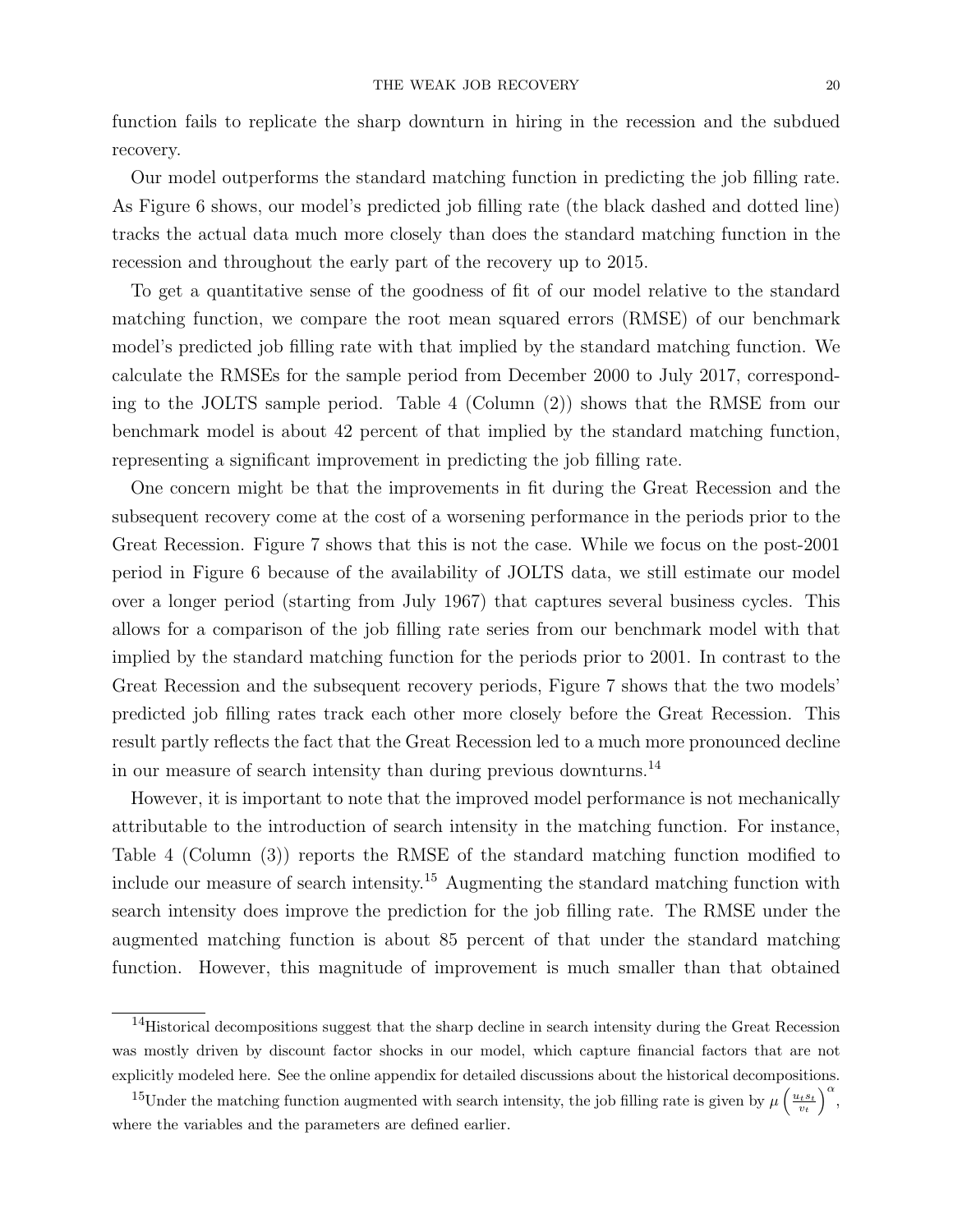function fails to replicate the sharp downturn in hiring in the recession and the subdued recovery.

Our model outperforms the standard matching function in predicting the job filling rate. As Figure 6 shows, our model's predicted job filling rate (the black dashed and dotted line) tracks the actual data much more closely than does the standard matching function in the recession and throughout the early part of the recovery up to 2015.

To get a quantitative sense of the goodness of fit of our model relative to the standard matching function, we compare the root mean squared errors (RMSE) of our benchmark model's predicted job filling rate with that implied by the standard matching function. We calculate the RMSEs for the sample period from December 2000 to July 2017, corresponding to the JOLTS sample period. Table 4 (Column (2)) shows that the RMSE from our benchmark model is about 42 percent of that implied by the standard matching function, representing a significant improvement in predicting the job filling rate.

One concern might be that the improvements in fit during the Great Recession and the subsequent recovery come at the cost of a worsening performance in the periods prior to the Great Recession. Figure 7 shows that this is not the case. While we focus on the post-2001 period in Figure 6 because of the availability of JOLTS data, we still estimate our model over a longer period (starting from July 1967) that captures several business cycles. This allows for a comparison of the job filling rate series from our benchmark model with that implied by the standard matching function for the periods prior to 2001. In contrast to the Great Recession and the subsequent recovery periods, Figure 7 shows that the two models' predicted job filling rates track each other more closely before the Great Recession. This result partly reflects the fact that the Great Recession led to a much more pronounced decline in our measure of search intensity than during previous downturns.[14]

However, it is important to note that the improved model performance is not mechanically attributable to the introduction of search intensity in the matching function. For instance, Table 4 (Column (3)) reports the RMSE of the standard matching function modified to include our measure of search intensity.[15] Augmenting the standard matching function with search intensity does improve the prediction for the job filling rate. The RMSE under the augmented matching function is about 85 percent of that under the standard matching function. However, this magnitude of improvement is much smaller than that obtained

[14] Historical decompositions suggest that the sharp decline in search intensity during the Great Recession was mostly driven by discount factor shocks in our model, which capture financial factors that are not explicitly modeled here. See the online appendix for detailed discussions about the historical decompositions.

[15] Under the matching function augmented with search intensity, the job filling rate is given by $\mu\left(\frac{u_t s_t}{v_t}\right)^{\alpha}$, where the variables and the parameters are defined earlier.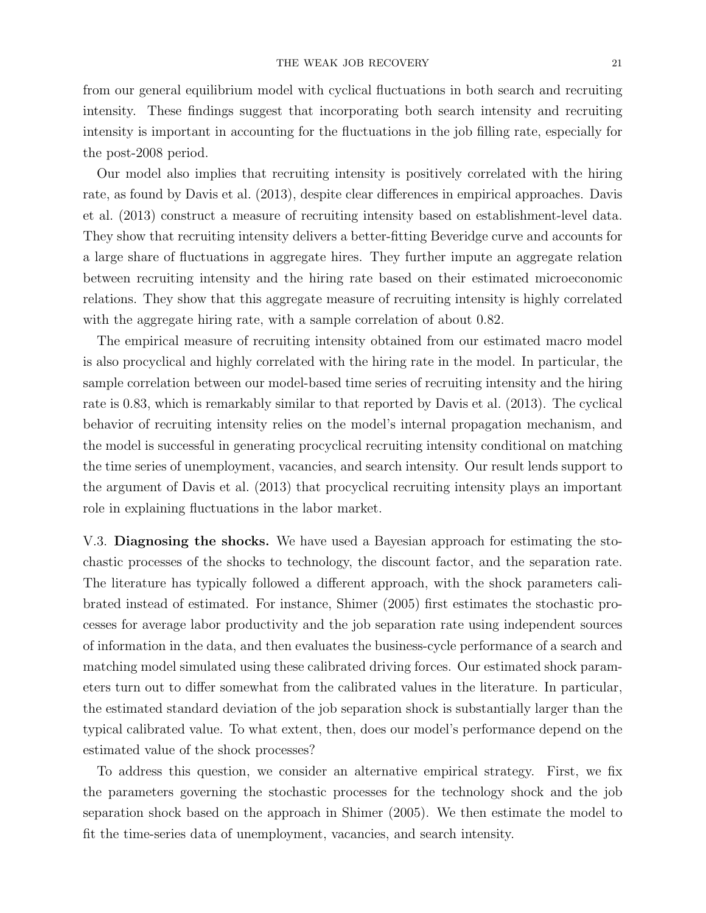from our general equilibrium model with cyclical fluctuations in both search and recruiting intensity. These findings suggest that incorporating both search intensity and recruiting intensity is important in accounting for the fluctuations in the job filling rate, especially for the post-2008 period.

Our model also implies that recruiting intensity is positively correlated with the hiring rate, as found by Davis et al. (2013), despite clear differences in empirical approaches. Davis et al. (2013) construct a measure of recruiting intensity based on establishment-level data. They show that recruiting intensity delivers a better-fitting Beveridge curve and accounts for a large share of fluctuations in aggregate hires. They further impute an aggregate relation between recruiting intensity and the hiring rate based on their estimated microeconomic relations. They show that this aggregate measure of recruiting intensity is highly correlated with the aggregate hiring rate, with a sample correlation of about 0.82.

The empirical measure of recruiting intensity obtained from our estimated macro model is also procyclical and highly correlated with the hiring rate in the model. In particular, the sample correlation between our model-based time series of recruiting intensity and the hiring rate is 0.83, which is remarkably similar to that reported by Davis et al. (2013). The cyclical behavior of recruiting intensity relies on the model's internal propagation mechanism, and the model is successful in generating procyclical recruiting intensity conditional on matching the time series of unemployment, vacancies, and search intensity. Our result lends support to the argument of Davis et al. (2013) that procyclical recruiting intensity plays an important role in explaining fluctuations in the labor market.

V.3. **Diagnosing the shocks.** We have used a Bayesian approach for estimating the stochastic processes of the shocks to technology, the discount factor, and the separation rate. The literature has typically followed a different approach, with the shock parameters calibrated instead of estimated. For instance, Shimer (2005) first estimates the stochastic processes for average labor productivity and the job separation rate using independent sources of information in the data, and then evaluates the business-cycle performance of a search and matching model simulated using these calibrated driving forces. Our estimated shock parameters turn out to differ somewhat from the calibrated values in the literature. In particular, the estimated standard deviation of the job separation shock is substantially larger than the typical calibrated value. To what extent, then, does our model's performance depend on the estimated value of the shock processes?

To address this question, we consider an alternative empirical strategy. First, we fix the parameters governing the stochastic processes for the technology shock and the job separation shock based on the approach in Shimer (2005). We then estimate the model to fit the time-series data of unemployment, vacancies, and search intensity.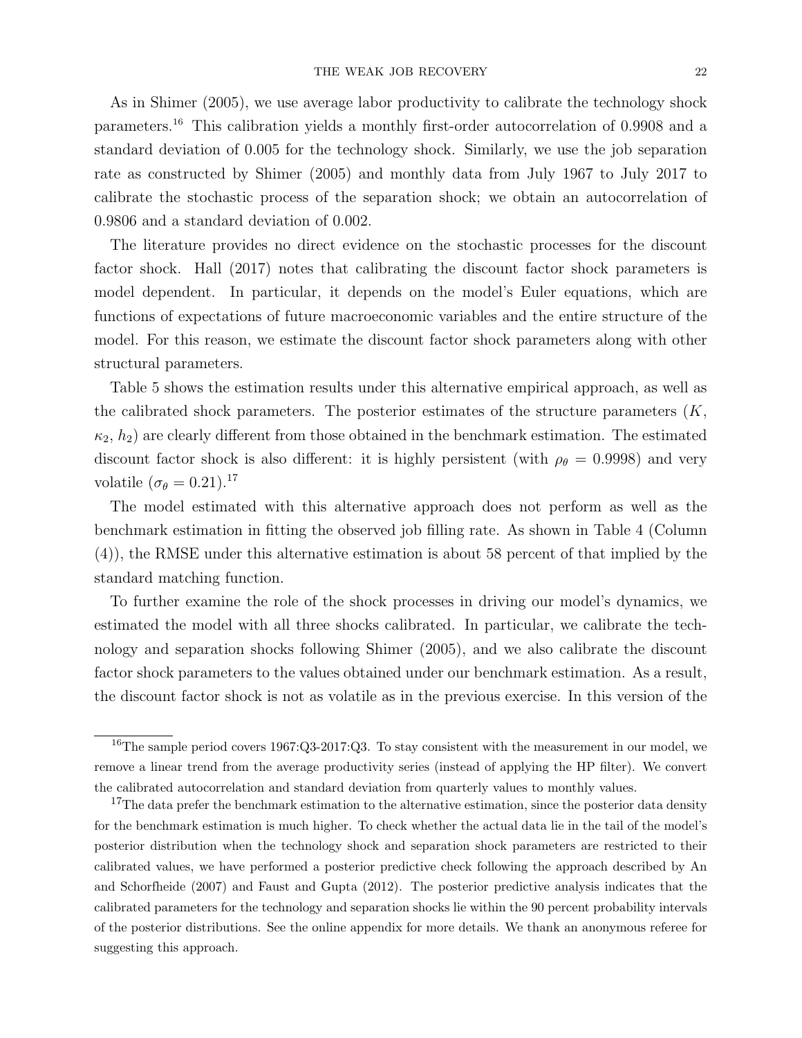As in Shimer (2005), we use average labor productivity to calibrate the technology shock parameters.[16] This calibration yields a monthly first-order autocorrelation of 0.9908 and a standard deviation of 0.005 for the technology shock. Similarly, we use the job separation rate as constructed by Shimer (2005) and monthly data from July 1967 to July 2017 to calibrate the stochastic process of the separation shock; we obtain an autocorrelation of 0.9806 and a standard deviation of 0.002.

The literature provides no direct evidence on the stochastic processes for the discount factor shock. Hall (2017) notes that calibrating the discount factor shock parameters is model dependent. In particular, it depends on the model's Euler equations, which are functions of expectations of future macroeconomic variables and the entire structure of the model. For this reason, we estimate the discount factor shock parameters along with other structural parameters.

Table 5 shows the estimation results under this alternative empirical approach, as well as the calibrated shock parameters. The posterior estimates of the structure parameters ($K$, $\kappa_2$, $h_2$) are clearly different from those obtained in the benchmark estimation. The estimated discount factor shock is also different: it is highly persistent (with $\rho_\theta = 0.9998$) and very volatile ($\sigma_\theta = 0.21$).[17]

The model estimated with this alternative approach does not perform as well as the benchmark estimation in fitting the observed job filling rate. As shown in Table 4 (Column (4)), the RMSE under this alternative estimation is about 58 percent of that implied by the standard matching function.

To further examine the role of the shock processes in driving our model's dynamics, we estimated the model with all three shocks calibrated. In particular, we calibrate the technology and separation shocks following Shimer (2005), and we also calibrate the discount factor shock parameters to the values obtained under our benchmark estimation. As a result, the discount factor shock is not as volatile as in the previous exercise. In this version of the

---

[16] The sample period covers 1967:Q3-2017:Q3. To stay consistent with the measurement in our model, we remove a linear trend from the average productivity series (instead of applying the HP filter). We convert the calibrated autocorrelation and standard deviation from quarterly values to monthly values.

[17] The data prefer the benchmark estimation to the alternative estimation, since the posterior data density for the benchmark estimation is much higher. To check whether the actual data lie in the tail of the model's posterior distribution when the technology shock and separation shock parameters are restricted to their calibrated values, we have performed a posterior predictive check following the approach described by An and Schorfheide (2007) and Faust and Gupta (2012). The posterior predictive analysis indicates that the calibrated parameters for the technology and separation shocks lie within the 90 percent probability intervals of the posterior distributions. See the online appendix for more details. We thank an anonymous referee for suggesting this approach.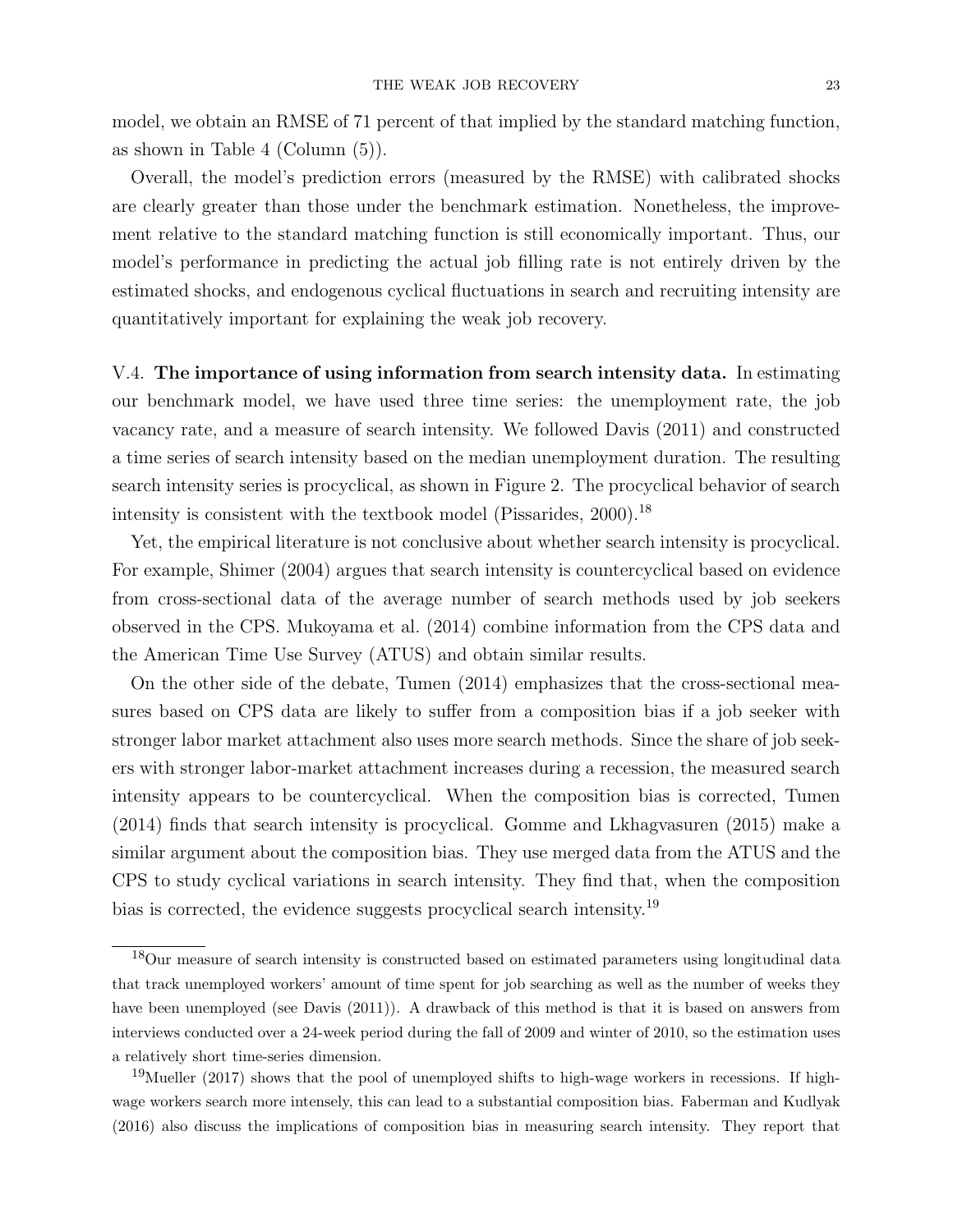model, we obtain an RMSE of 71 percent of that implied by the standard matching function, as shown in Table 4 (Column (5)).

Overall, the model's prediction errors (measured by the RMSE) with calibrated shocks are clearly greater than those under the benchmark estimation. Nonetheless, the improvement relative to the standard matching function is still economically important. Thus, our model's performance in predicting the actual job filling rate is not entirely driven by the estimated shocks, and endogenous cyclical fluctuations in search and recruiting intensity are quantitatively important for explaining the weak job recovery.

V.4. **The importance of using information from search intensity data.** In estimating our benchmark model, we have used three time series: the unemployment rate, the job vacancy rate, and a measure of search intensity. We followed Davis (2011) and constructed a time series of search intensity based on the median unemployment duration. The resulting search intensity series is procyclical, as shown in Figure 2. The procyclical behavior of search intensity is consistent with the textbook model (Pissarides, 2000).[18]

Yet, the empirical literature is not conclusive about whether search intensity is procyclical. For example, Shimer (2004) argues that search intensity is countercyclical based on evidence from cross-sectional data of the average number of search methods used by job seekers observed in the CPS. Mukoyama et al. (2014) combine information from the CPS data and the American Time Use Survey (ATUS) and obtain similar results.

On the other side of the debate, Tumen (2014) emphasizes that the cross-sectional measures based on CPS data are likely to suffer from a composition bias if a job seeker with stronger labor market attachment also uses more search methods. Since the share of job seekers with stronger labor-market attachment increases during a recession, the measured search intensity appears to be countercyclical. When the composition bias is corrected, Tumen (2014) finds that search intensity is procyclical. Gomme and Lkhagvasuren (2015) make a similar argument about the composition bias. They use merged data from the ATUS and the CPS to study cyclical variations in search intensity. They find that, when the composition bias is corrected, the evidence suggests procyclical search intensity.[19]

[18] Our measure of search intensity is constructed based on estimated parameters using longitudinal data that track unemployed workers' amount of time spent for job searching as well as the number of weeks they have been unemployed (see Davis (2011)). A drawback of this method is that it is based on answers from interviews conducted over a 24-week period during the fall of 2009 and winter of 2010, so the estimation uses a relatively short time-series dimension.

[19] Mueller (2017) shows that the pool of unemployed shifts to high-wage workers in recessions. If high-wage workers search more intensely, this can lead to a substantial composition bias. Faberman and Kudlyak (2016) also discuss the implications of composition bias in measuring search intensity. They report that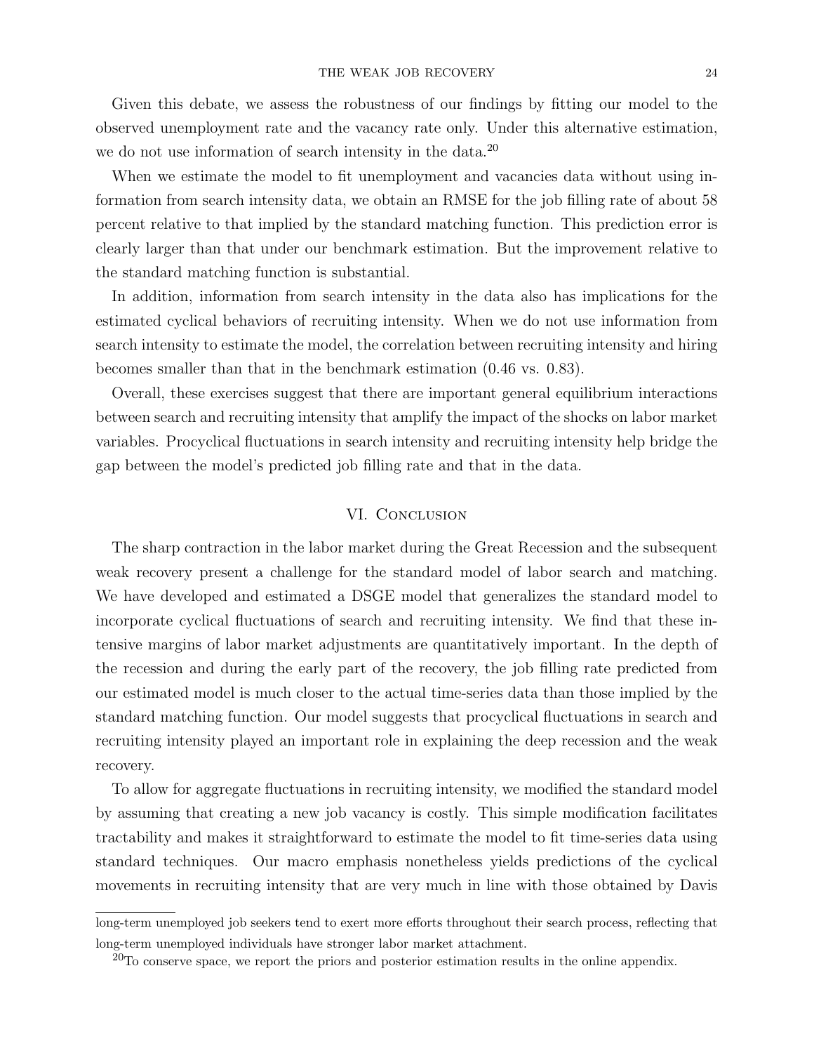Given this debate, we assess the robustness of our findings by fitting our model to the observed unemployment rate and the vacancy rate only. Under this alternative estimation, we do not use information of search intensity in the data.[20]

When we estimate the model to fit unemployment and vacancies data without using information from search intensity data, we obtain an RMSE for the job filling rate of about 58 percent relative to that implied by the standard matching function. This prediction error is clearly larger than that under our benchmark estimation. But the improvement relative to the standard matching function is substantial.

In addition, information from search intensity in the data also has implications for the estimated cyclical behaviors of recruiting intensity. When we do not use information from search intensity to estimate the model, the correlation between recruiting intensity and hiring becomes smaller than that in the benchmark estimation (0.46 vs. 0.83).

Overall, these exercises suggest that there are important general equilibrium interactions between search and recruiting intensity that amplify the impact of the shocks on labor market variables. Procyclical fluctuations in search intensity and recruiting intensity help bridge the gap between the model's predicted job filling rate and that in the data.

## VI. Conclusion

The sharp contraction in the labor market during the Great Recession and the subsequent weak recovery present a challenge for the standard model of labor search and matching. We have developed and estimated a DSGE model that generalizes the standard model to incorporate cyclical fluctuations of search and recruiting intensity. We find that these intensive margins of labor market adjustments are quantitatively important. In the depth of the recession and during the early part of the recovery, the job filling rate predicted from our estimated model is much closer to the actual time-series data than those implied by the standard matching function. Our model suggests that procyclical fluctuations in search and recruiting intensity played an important role in explaining the deep recession and the weak recovery.

To allow for aggregate fluctuations in recruiting intensity, we modified the standard model by assuming that creating a new job vacancy is costly. This simple modification facilitates tractability and makes it straightforward to estimate the model to fit time-series data using standard techniques. Our macro emphasis nonetheless yields predictions of the cyclical movements in recruiting intensity that are very much in line with those obtained by Davis

---

long-term unemployed job seekers tend to exert more efforts throughout their search process, reflecting that long-term unemployed individuals have stronger labor market attachment.

[20]To conserve space, we report the priors and posterior estimation results in the online appendix.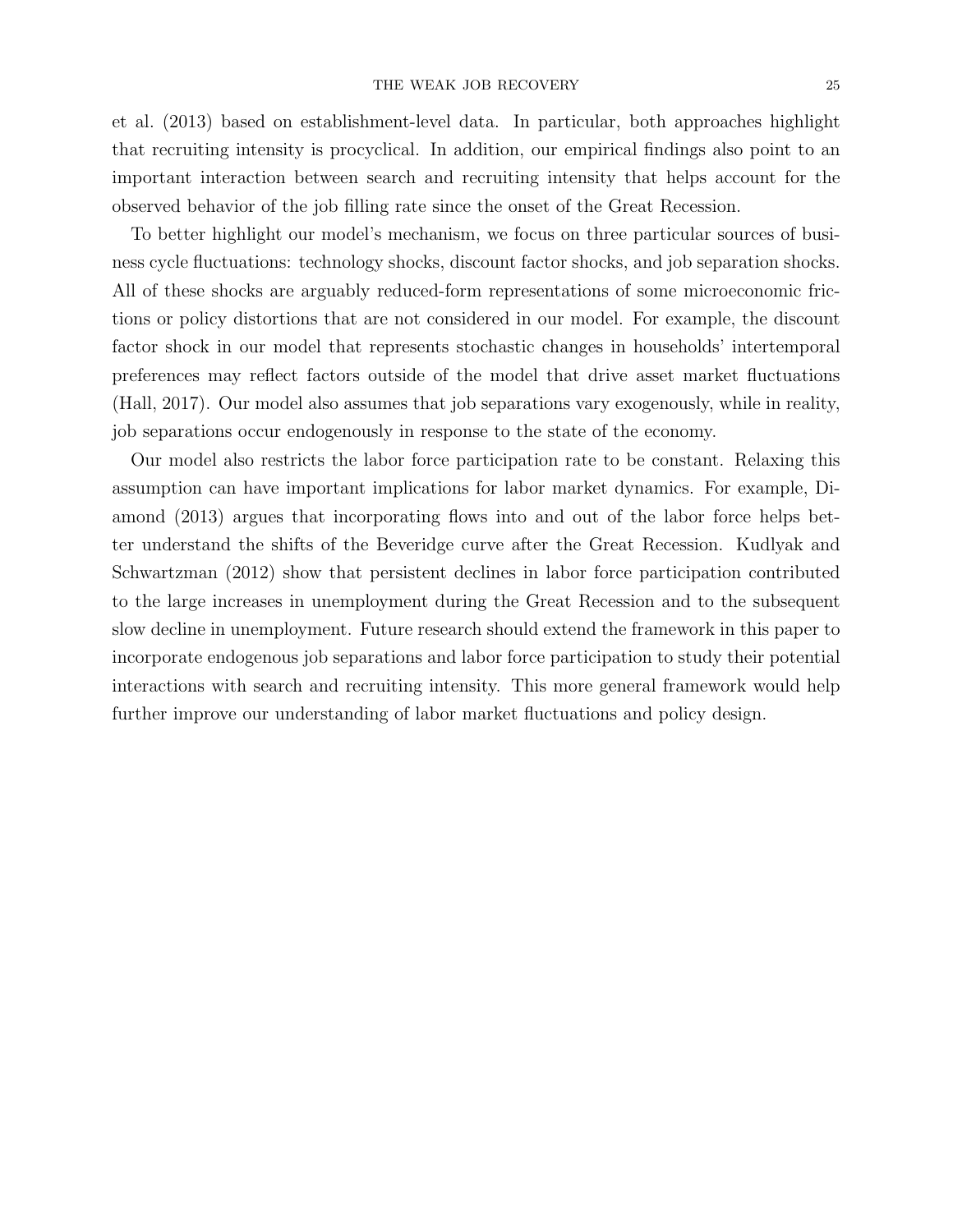et al. (2013) based on establishment-level data. In particular, both approaches highlight that recruiting intensity is procyclical. In addition, our empirical findings also point to an important interaction between search and recruiting intensity that helps account for the observed behavior of the job filling rate since the onset of the Great Recession.

To better highlight our model's mechanism, we focus on three particular sources of business cycle fluctuations: technology shocks, discount factor shocks, and job separation shocks. All of these shocks are arguably reduced-form representations of some microeconomic frictions or policy distortions that are not considered in our model. For example, the discount factor shock in our model that represents stochastic changes in households' intertemporal preferences may reflect factors outside of the model that drive asset market fluctuations (Hall, 2017). Our model also assumes that job separations vary exogenously, while in reality, job separations occur endogenously in response to the state of the economy.

Our model also restricts the labor force participation rate to be constant. Relaxing this assumption can have important implications for labor market dynamics. For example, Diamond (2013) argues that incorporating flows into and out of the labor force helps better understand the shifts of the Beveridge curve after the Great Recession. Kudlyak and Schwartzman (2012) show that persistent declines in labor force participation contributed to the large increases in unemployment during the Great Recession and to the subsequent slow decline in unemployment. Future research should extend the framework in this paper to incorporate endogenous job separations and labor force participation to study their potential interactions with search and recruiting intensity. This more general framework would help further improve our understanding of labor market fluctuations and policy design.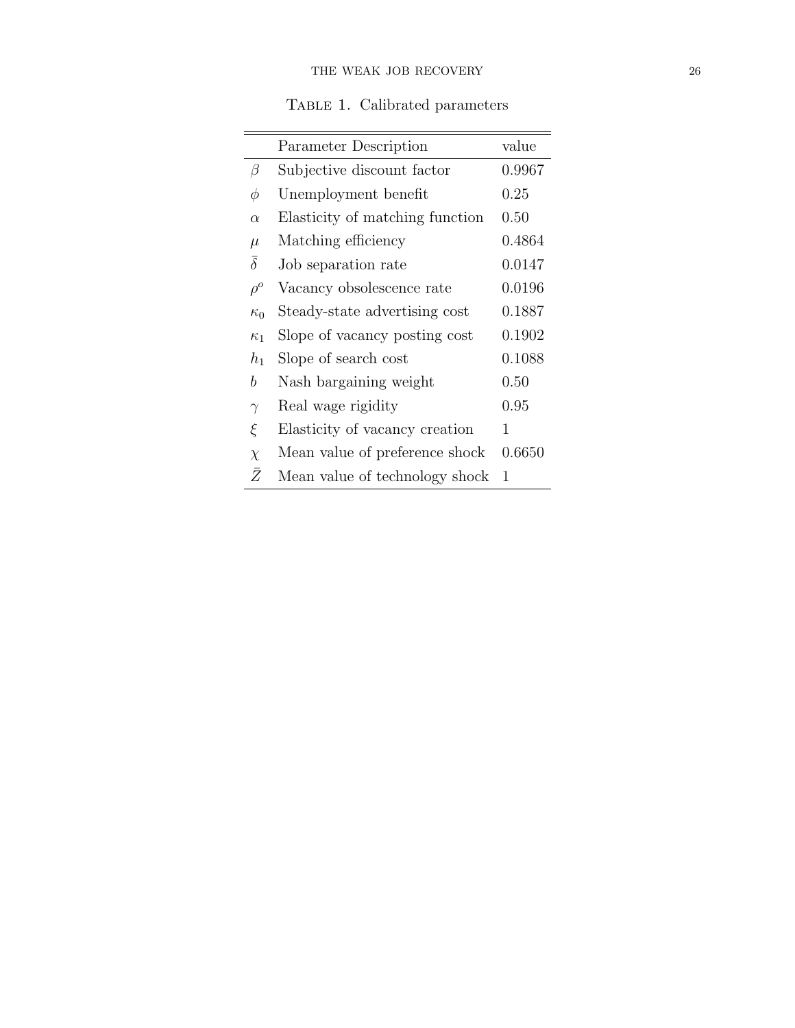Table 1. Calibrated parameters

| | Parameter Description | value |
|---|---|---|
| $\beta$ | Subjective discount factor | 0.9967 |
| $\phi$ | Unemployment benefit | 0.25 |
| $\alpha$ | Elasticity of matching function | 0.50 |
| $\mu$ | Matching efficiency | 0.4864 |
| $\bar{\delta}$ | Job separation rate | 0.0147 |
| $\rho^o$ | Vacancy obsolescence rate | 0.0196 |
| $\kappa_0$ | Steady-state advertising cost | 0.1887 |
| $\kappa_1$ | Slope of vacancy posting cost | 0.1902 |
| $h_1$ | Slope of search cost | 0.1088 |
| $b$ | Nash bargaining weight | 0.50 |
| $\gamma$ | Real wage rigidity | 0.95 |
| $\xi$ | Elasticity of vacancy creation | 1 |
| $\chi$ | Mean value of preference shock | 0.6650 |
| $\bar{Z}$ | Mean value of technology shock | 1 |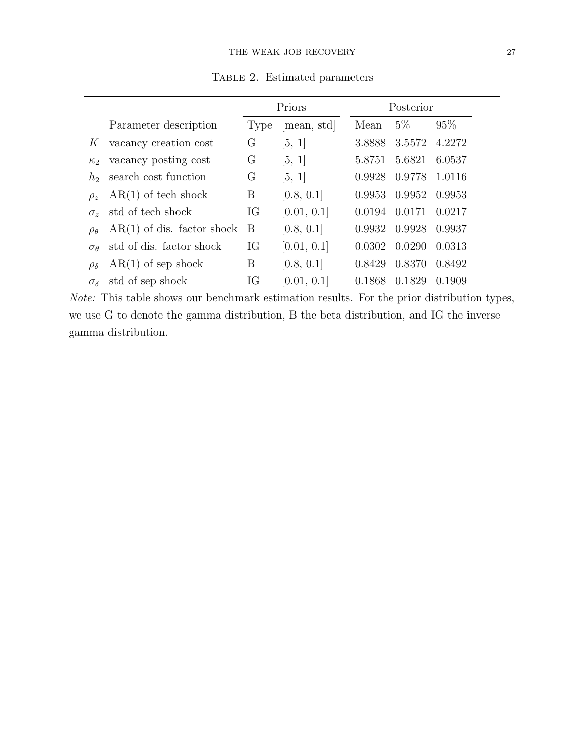Table 2. Estimated parameters

| | | Priors | | Posterior | | |
|---|---|---|---|---|---|---|
| | Parameter description | Type | [mean, std] | Mean | 5% | 95% |
| $K$ | vacancy creation cost | G | [5, 1] | 3.8888 | 3.5572 | 4.2272 |
| $\kappa_2$ | vacancy posting cost | G | [5, 1] | 5.8751 | 5.6821 | 6.0537 |
| $h_2$ | search cost function | G | [5, 1] | 0.9928 | 0.9778 | 1.0116 |
| $\rho_z$ | AR(1) of tech shock | B | [0.8, 0.1] | 0.9953 | 0.9952 | 0.9953 |
| $\sigma_z$ | std of tech shock | IG | [0.01, 0.1] | 0.0194 | 0.0171 | 0.0217 |
| $\rho_\theta$ | AR(1) of dis. factor shock | B | [0.8, 0.1] | 0.9932 | 0.9928 | 0.9937 |
| $\sigma_\theta$ | std of dis. factor shock | IG | [0.01, 0.1] | 0.0302 | 0.0290 | 0.0313 |
| $\rho_\delta$ | AR(1) of sep shock | B | [0.8, 0.1] | 0.8429 | 0.8370 | 0.8492 |
| $\sigma_\delta$ | std of sep shock | IG | [0.01, 0.1] | 0.1868 | 0.1829 | 0.1909 |

*Note:* This table shows our benchmark estimation results. For the prior distribution types, we use G to denote the gamma distribution, B the beta distribution, and IG the inverse gamma distribution.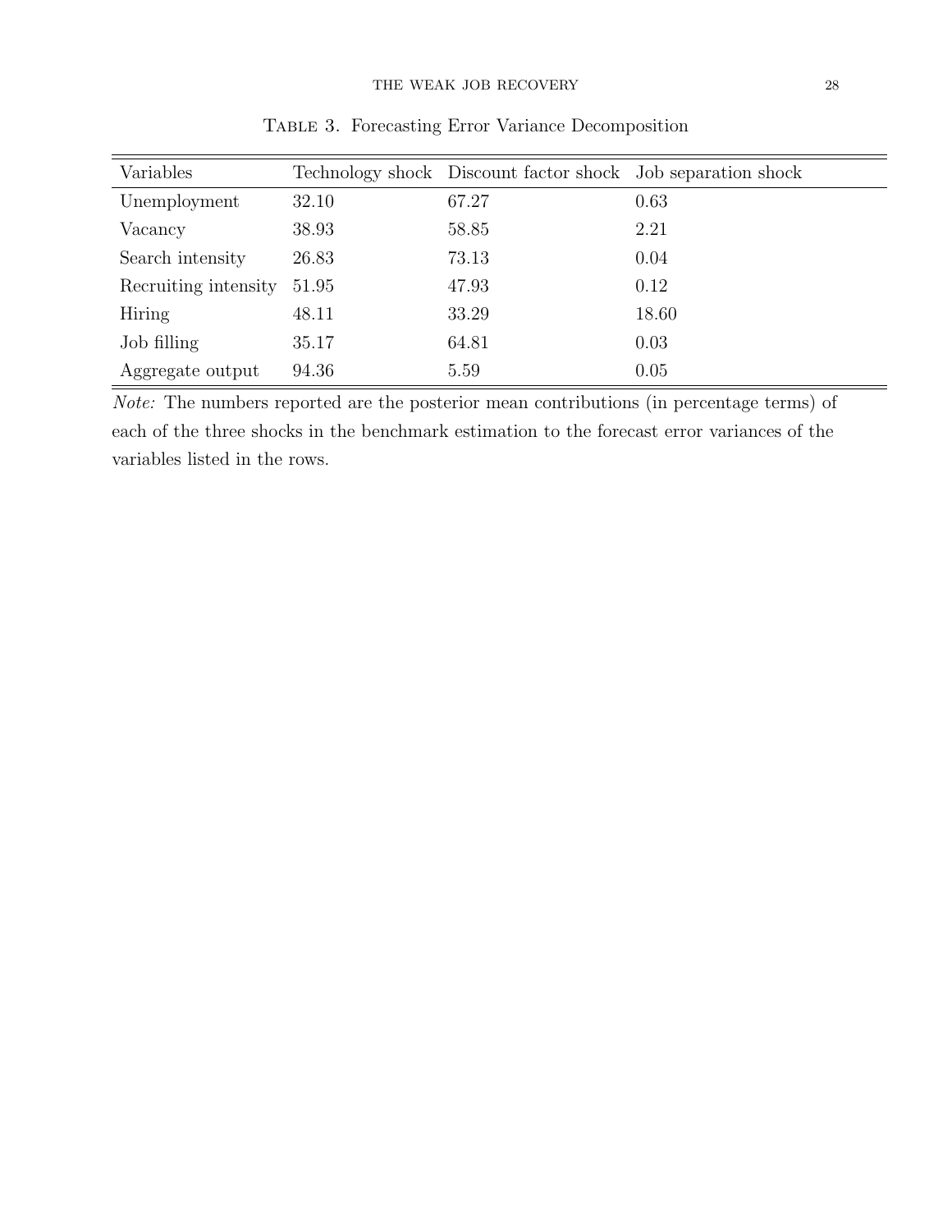Table 3. Forecasting Error Variance Decomposition

| Variables | Technology shock | Discount factor shock | Job separation shock |
|---|---|---|---|
| Unemployment | 32.10 | 67.27 | 0.63 |
| Vacancy | 38.93 | 58.85 | 2.21 |
| Search intensity | 26.83 | 73.13 | 0.04 |
| Recruiting intensity | 51.95 | 47.93 | 0.12 |
| Hiring | 48.11 | 33.29 | 18.60 |
| Job filling | 35.17 | 64.81 | 0.03 |
| Aggregate output | 94.36 | 5.59 | 0.05 |

*Note:* The numbers reported are the posterior mean contributions (in percentage terms) of each of the three shocks in the benchmark estimation to the forecast error variances of the variables listed in the rows.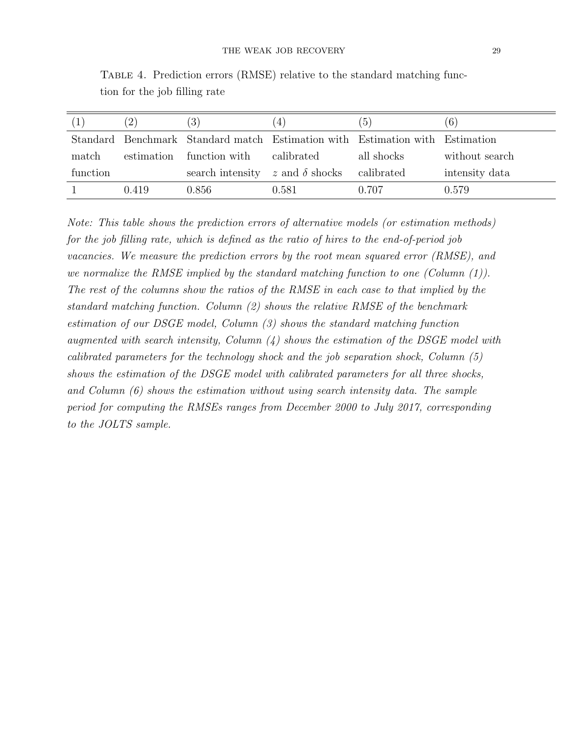Table 4. Prediction errors (RMSE) relative to the standard matching function for the job filling rate

| (1) | (2) | (3) | (4) | (5) | (6) |
|---|---|---|---|---|---|
| Standard match function | Benchmark estimation | Standard match function with search intensity | Estimation with calibrated $z$ and $\delta$ shocks | Estimation with all shocks calibrated | Estimation without search intensity data |
| 1 | 0.419 | 0.856 | 0.581 | 0.707 | 0.579 |

*Note: This table shows the prediction errors of alternative models (or estimation methods) for the job filling rate, which is defined as the ratio of hires to the end-of-period job vacancies. We measure the prediction errors by the root mean squared error (RMSE), and we normalize the RMSE implied by the standard matching function to one (Column (1)). The rest of the columns show the ratios of the RMSE in each case to that implied by the standard matching function. Column (2) shows the relative RMSE of the benchmark estimation of our DSGE model, Column (3) shows the standard matching function augmented with search intensity, Column (4) shows the estimation of the DSGE model with calibrated parameters for the technology shock and the job separation shock, Column (5) shows the estimation of the DSGE model with calibrated parameters for all three shocks, and Column (6) shows the estimation without using search intensity data. The sample period for computing the RMSEs ranges from December 2000 to July 2017, corresponding to the JOLTS sample.*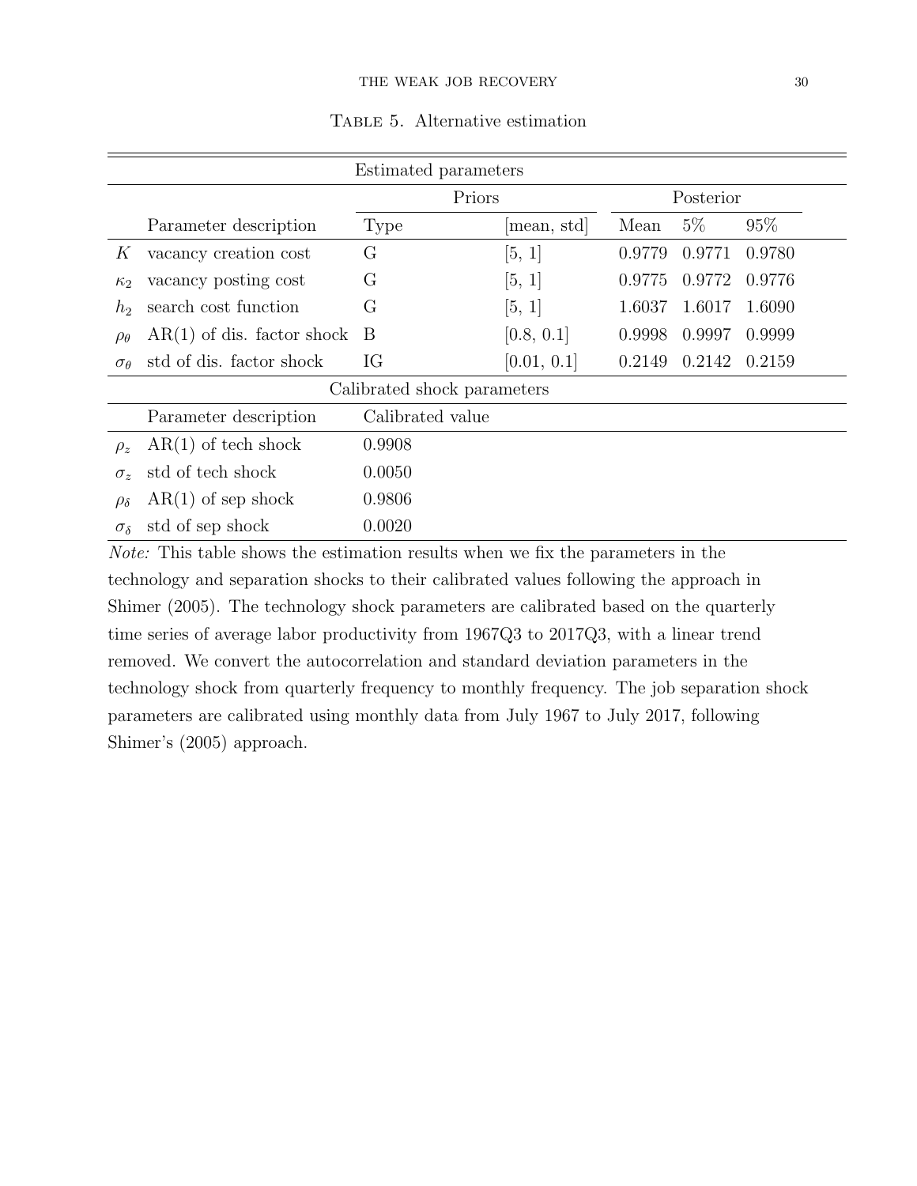Table 5. Alternative estimation

| Estimated parameters | | | | | | |
|---|---|---|---|---|---|---|
| | | Priors | | Posterior | | |
| | Parameter description | Type | [mean, std] | Mean | 5% | 95% |
| $K$ | vacancy creation cost | G | [5, 1] | 0.9779 | 0.9771 | 0.9780 |
| $\kappa_2$ | vacancy posting cost | G | [5, 1] | 0.9775 | 0.9772 | 0.9776 |
| $h_2$ | search cost function | G | [5, 1] | 1.6037 | 1.6017 | 1.6090 |
| $\rho_\theta$ | AR(1) of dis. factor shock | B | [0.8, 0.1] | 0.9998 | 0.9997 | 0.9999 |
| $\sigma_\theta$ | std of dis. factor shock | IG | [0.01, 0.1] | 0.2149 | 0.2142 | 0.2159 |
| **Calibrated shock parameters** | | | | | | |
| | Parameter description | Calibrated value | | | | |
| $\rho_z$ | AR(1) of tech shock | 0.9908 | | | | |
| $\sigma_z$ | std of tech shock | 0.0050 | | | | |
| $\rho_\delta$ | AR(1) of sep shock | 0.9806 | | | | |
| $\sigma_\delta$ | std of sep shock | 0.0020 | | | | |

*Note:* This table shows the estimation results when we fix the parameters in the technology and separation shocks to their calibrated values following the approach in Shimer (2005). The technology shock parameters are calibrated based on the quarterly time series of average labor productivity from 1967Q3 to 2017Q3, with a linear trend removed. We convert the autocorrelation and standard deviation parameters in the technology shock from quarterly frequency to monthly frequency. The job separation shock parameters are calibrated using monthly data from July 1967 to July 2017, following Shimer's (2005) approach.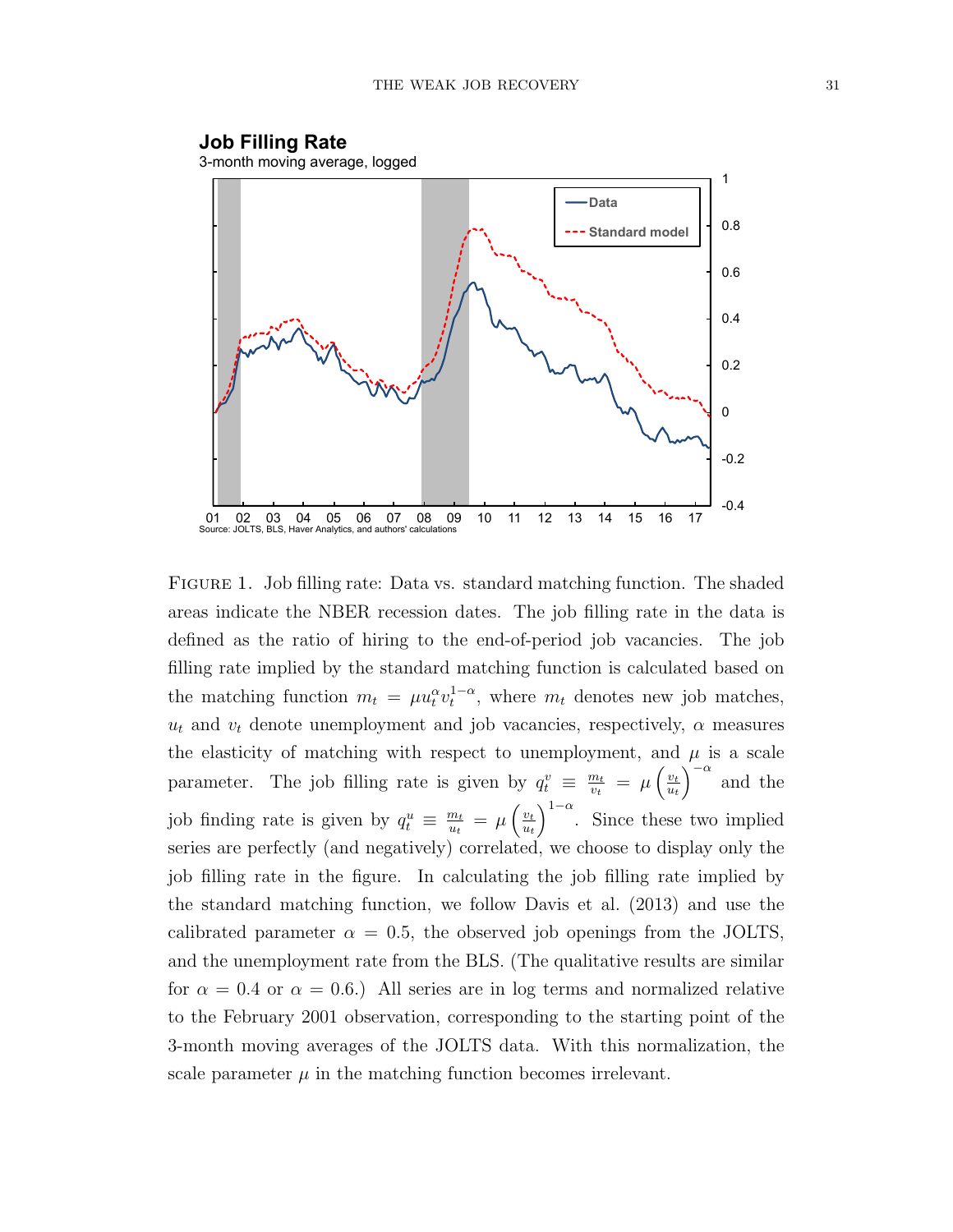FIGURE 1. Job filling rate: Data vs. standard matching function. The shaded areas indicate the NBER recession dates. The job filling rate in the data is defined as the ratio of hiring to the end-of-period job vacancies. The job filling rate implied by the standard matching function is calculated based on the matching function $m_t = \mu u_t^{\alpha} v_t^{1-\alpha}$, where $m_t$ denotes new job matches, $u_t$ and $v_t$ denote unemployment and job vacancies, respectively, $\alpha$ measures the elasticity of matching with respect to unemployment, and $\mu$ is a scale parameter. The job filling rate is given by $q_t^v \equiv \frac{m_t}{v_t} = \mu \left(\frac{v_t}{u_t}\right)^{-\alpha}$ and the job finding rate is given by $q_t^u \equiv \frac{m_t}{u_t} = \mu \left(\frac{v_t}{u_t}\right)^{1-\alpha}$. Since these two implied series are perfectly (and negatively) correlated, we choose to display only the job filling rate in the figure. In calculating the job filling rate implied by the standard matching function, we follow Davis et al. (2013) and use the calibrated parameter $\alpha = 0.5$, the observed job openings from the JOLTS, and the unemployment rate from the BLS. (The qualitative results are similar for $\alpha = 0.4$ or $\alpha = 0.6$.) All series are in log terms and normalized relative to the February 2001 observation, corresponding to the starting point of the 3-month moving averages of the JOLTS data. With this normalization, the scale parameter $\mu$ in the matching function becomes irrelevant.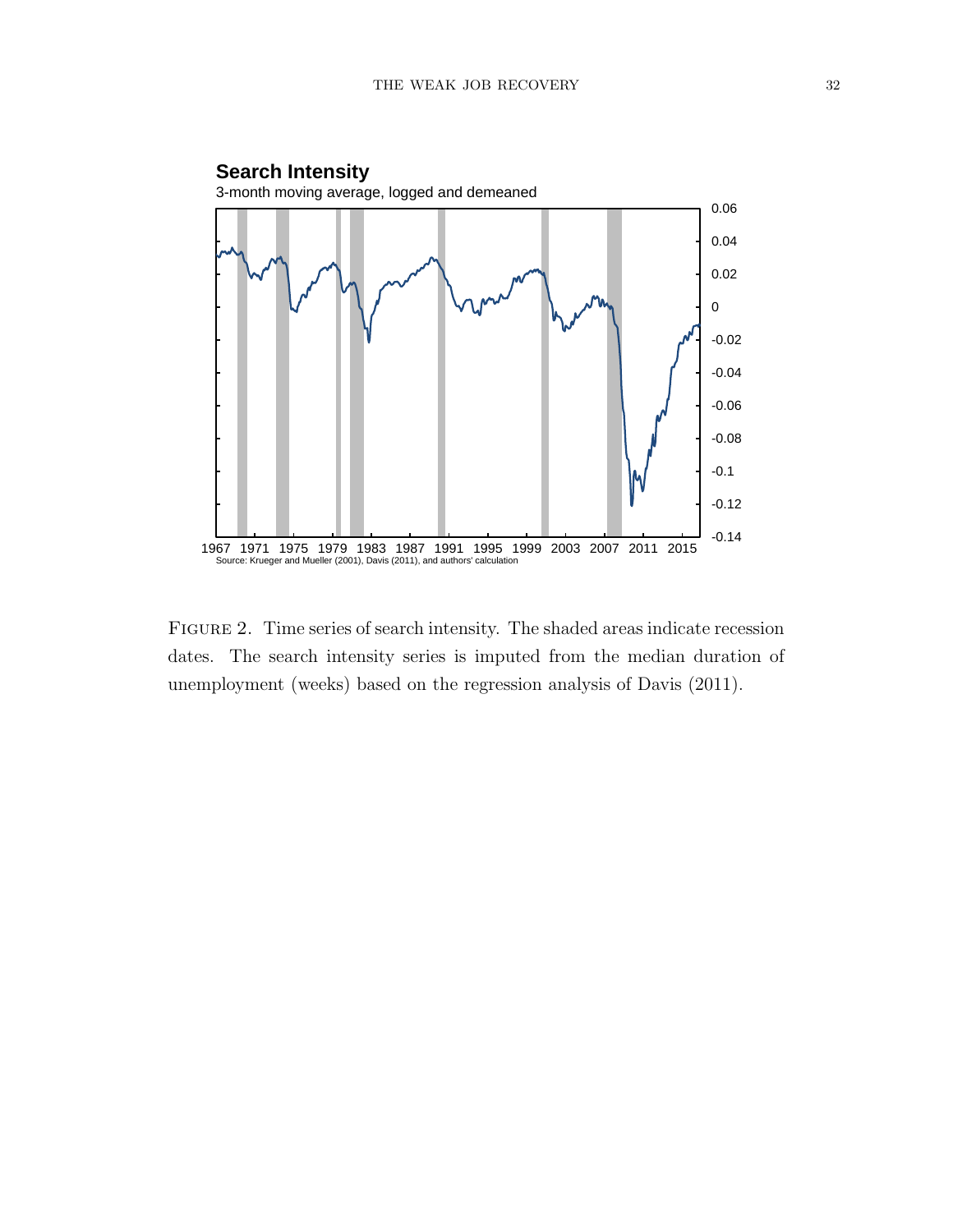FIGURE 2. Time series of search intensity. The shaded areas indicate recession dates. The search intensity series is imputed from the median duration of unemployment (weeks) based on the regression analysis of Davis (2011).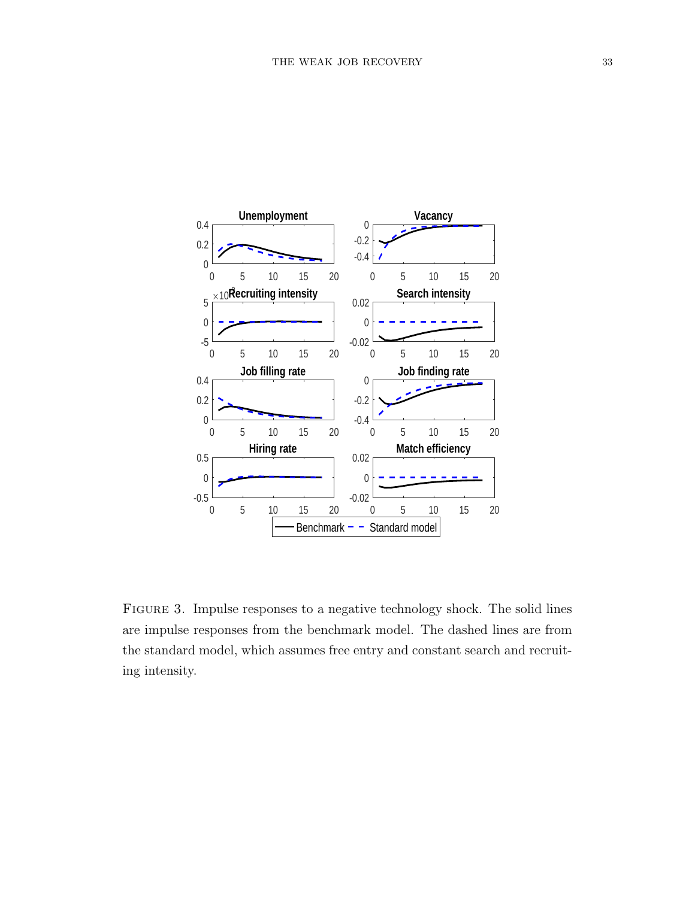Figure 3. Impulse responses to a negative technology shock. The solid lines are impulse responses from the benchmark model. The dashed lines are from the standard model, which assumes free entry and constant search and recruiting intensity.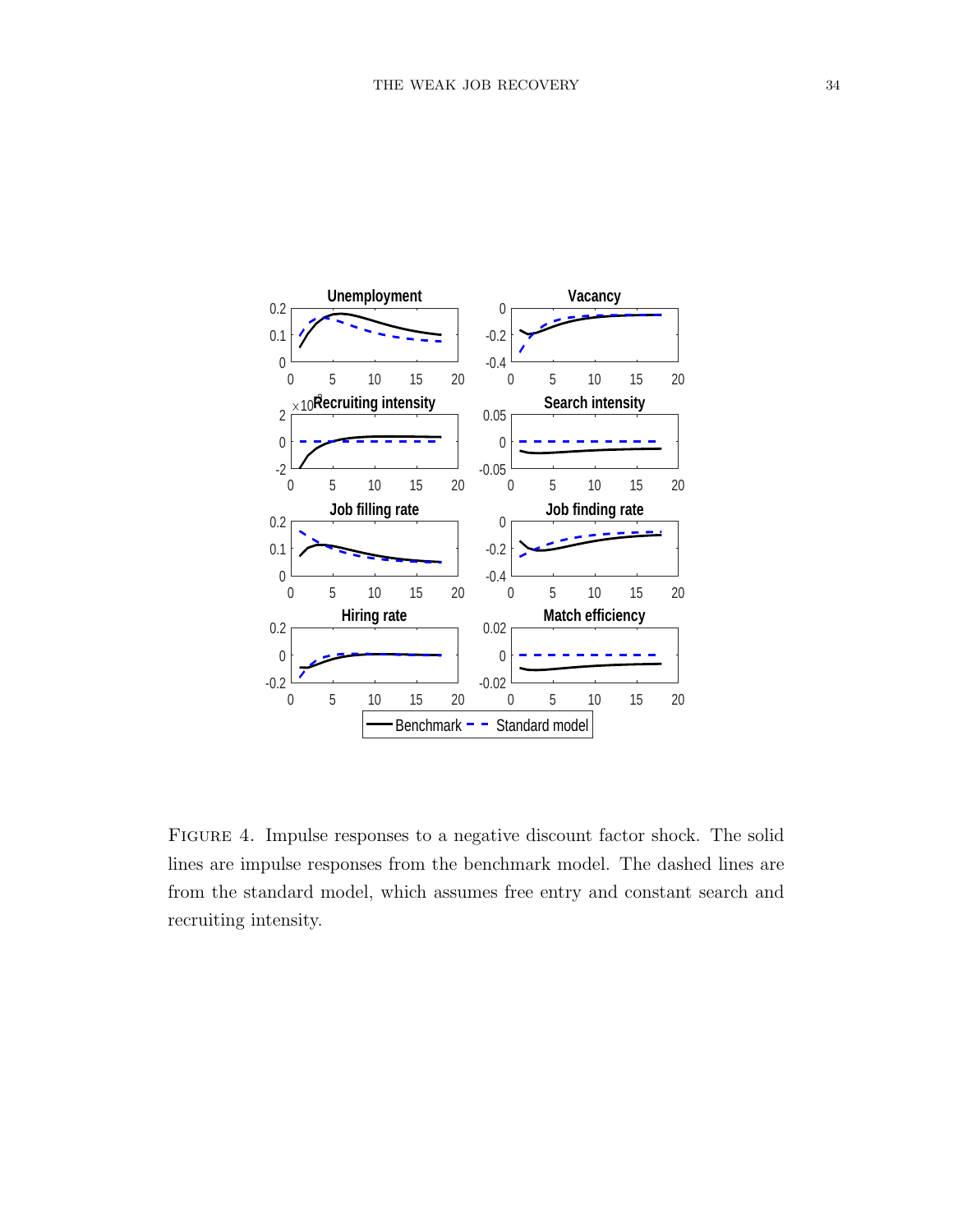FIGURE 4. Impulse responses to a negative discount factor shock. The solid lines are impulse responses from the benchmark model. The dashed lines are from the standard model, which assumes free entry and constant search and recruiting intensity.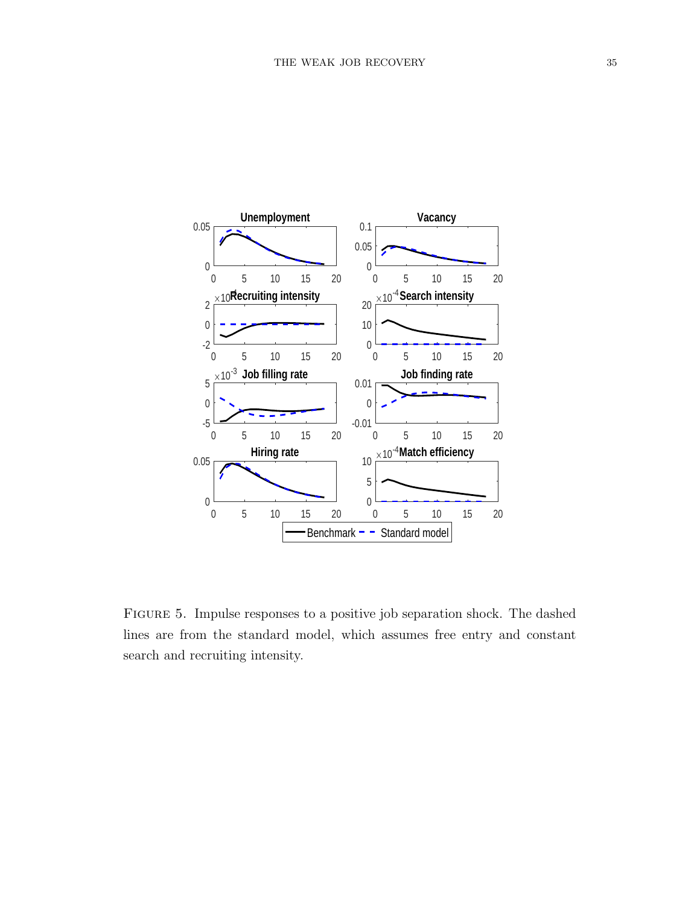FIGURE 5. Impulse responses to a positive job separation shock. The dashed lines are from the standard model, which assumes free entry and constant search and recruiting intensity.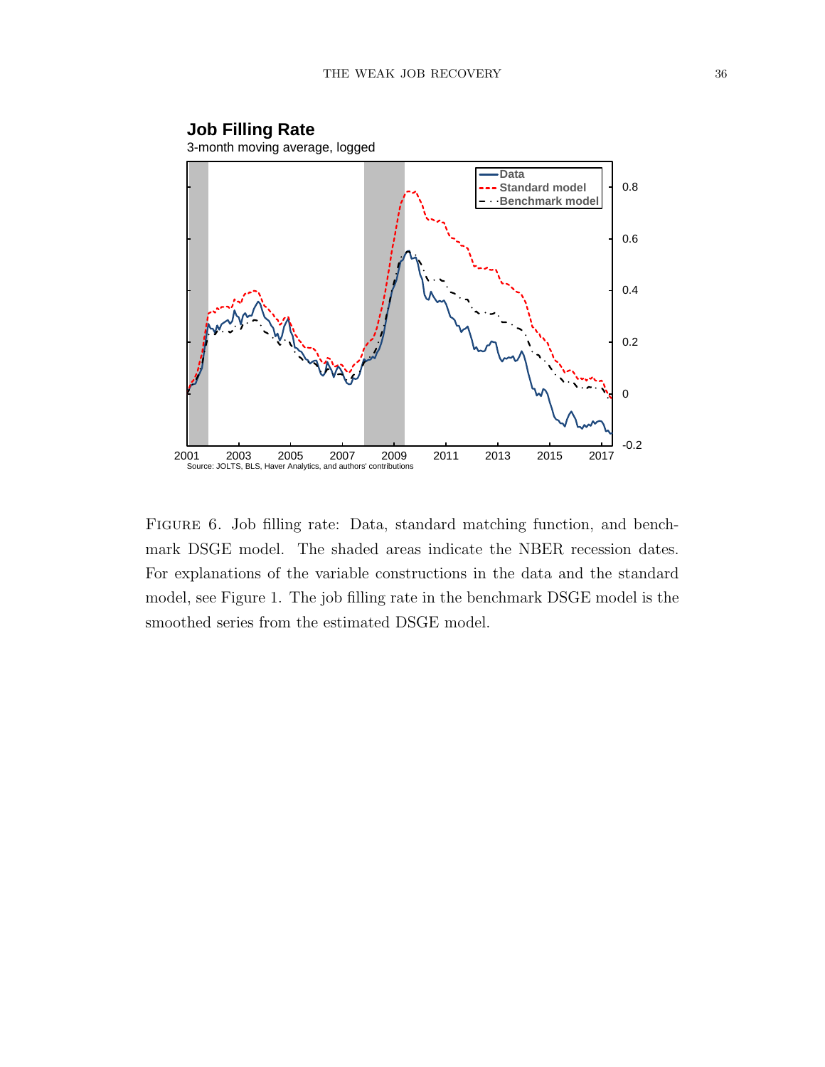**Job Filling Rate**

3-month moving average, logged

Source: JOLTS, BLS, Haver Analytics, and authors' contributions

Figure 6. Job filling rate: Data, standard matching function, and benchmark DSGE model. The shaded areas indicate the NBER recession dates. For explanations of the variable constructions in the data and the standard model, see Figure 1. The job filling rate in the benchmark DSGE model is the smoothed series from the estimated DSGE model.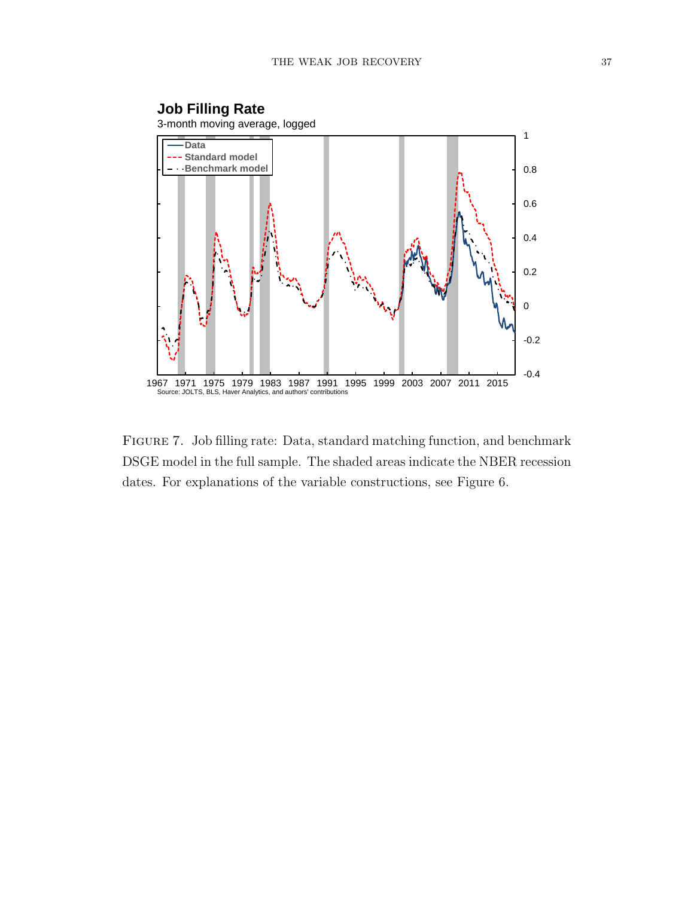**Job Filling Rate**

3-month moving average, logged

Source: JOLTS, BLS, Haver Analytics, and authors' contributions

FIGURE 7. Job filling rate: Data, standard matching function, and benchmark DSGE model in the full sample. The shaded areas indicate the NBER recession dates. For explanations of the variable constructions, see Figure 6.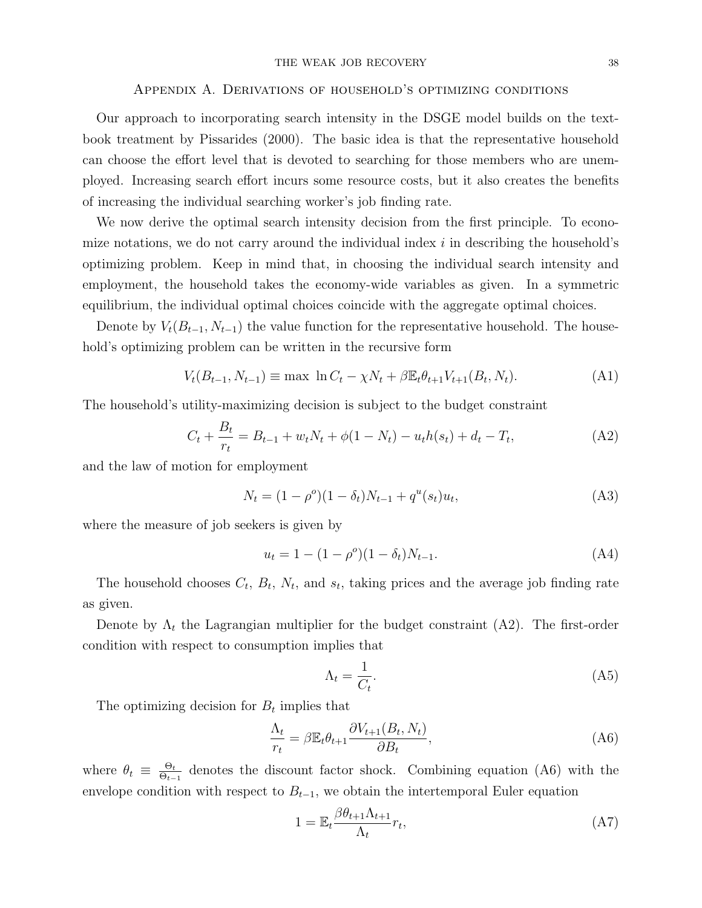## Appendix A. Derivations of household's optimizing conditions

Our approach to incorporating search intensity in the DSGE model builds on the textbook treatment by Pissarides (2000). The basic idea is that the representative household can choose the effort level that is devoted to searching for those members who are unemployed. Increasing search effort incurs some resource costs, but it also creates the benefits of increasing the individual searching worker's job finding rate.

We now derive the optimal search intensity decision from the first principle. To economize notations, we do not carry around the individual index $i$ in describing the household's optimizing problem. Keep in mind that, in choosing the individual search intensity and employment, the household takes the economy-wide variables as given. In a symmetric equilibrium, the individual optimal choices coincide with the aggregate optimal choices.

Denote by $V_t(B_{t-1}, N_{t-1})$ the value function for the representative household. The household's optimizing problem can be written in the recursive form

$$V_t(B_{t-1}, N_{t-1}) \equiv \max \; \ln C_t - \chi N_t + \beta \mathbb{E}_t \theta_{t+1} V_{t+1}(B_t, N_t). \tag{A1}$$

The household's utility-maximizing decision is subject to the budget constraint

$$C_t + \frac{B_t}{r_t} = B_{t-1} + w_t N_t + \phi(1 - N_t) - u_t h(s_t) + d_t - T_t, \tag{A2}$$

and the law of motion for employment

$$N_t = (1 - \rho^o)(1 - \delta_t) N_{t-1} + q^u(s_t) u_t, \tag{A3}$$

where the measure of job seekers is given by

$$u_t = 1 - (1 - \rho^o)(1 - \delta_t) N_{t-1}. \tag{A4}$$

The household chooses $C_t$, $B_t$, $N_t$, and $s_t$, taking prices and the average job finding rate as given.

Denote by $\Lambda_t$ the Lagrangian multiplier for the budget constraint (A2). The first-order condition with respect to consumption implies that

$$\Lambda_t = \frac{1}{C_t}. \tag{A5}$$

The optimizing decision for $B_t$ implies that

$$\frac{\Lambda_t}{r_t} = \beta \mathbb{E}_t \theta_{t+1} \frac{\partial V_{t+1}(B_t, N_t)}{\partial B_t}, \tag{A6}$$

where $\theta_t \equiv \frac{\Theta_t}{\Theta_{t-1}}$ denotes the discount factor shock. Combining equation (A6) with the envelope condition with respect to $B_{t-1}$, we obtain the intertemporal Euler equation

$$1 = \mathbb{E}_t \frac{\beta \theta_{t+1} \Lambda_{t+1}}{\Lambda_t} r_t, \tag{A7}$$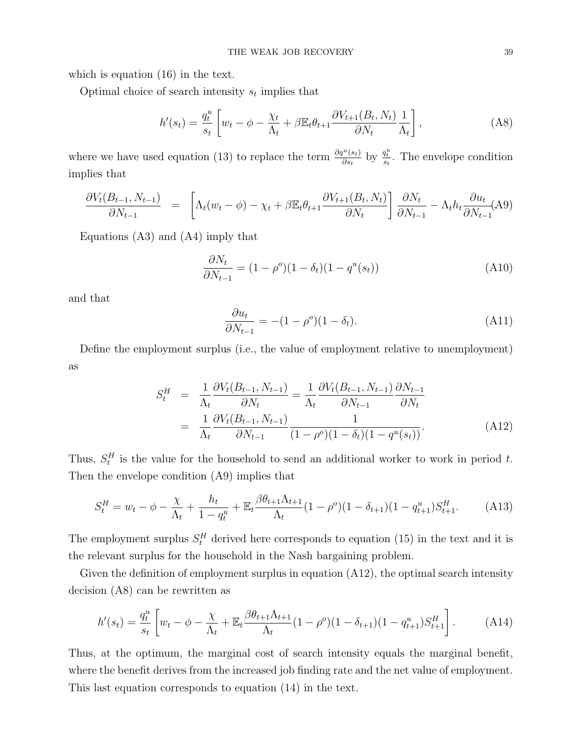which is equation (16) in the text.

Optimal choice of search intensity $s_t$ implies that

$$h'(s_t) = \frac{q_t^u}{s_t}\left[w_t - \phi - \frac{\chi_t}{\Lambda_t} + \beta \mathbb{E}_t \theta_{t+1} \frac{\partial V_{t+1}(B_t, N_t)}{\partial N_t}\frac{1}{\Lambda_t}\right], \tag{A8}$$

where we have used equation (13) to replace the term $\frac{\partial q^u(s_t)}{\partial s_t}$ by $\frac{q_t^u}{s_t}$. The envelope condition implies that

$$\frac{\partial V_t(B_{t-1}, N_{t-1})}{\partial N_{t-1}} = \left[\Lambda_t(w_t - \phi) - \chi_t + \beta \mathbb{E}_t \theta_{t+1} \frac{\partial V_{t+1}(B_t, N_t)}{\partial N_t}\right]\frac{\partial N_t}{\partial N_{t-1}} - \Lambda_t h_t \frac{\partial u_t}{\partial N_{t-1}} \tag{A9}$$

Equations (A3) and (A4) imply that

$$\frac{\partial N_t}{\partial N_{t-1}} = (1-\rho^o)(1-\delta_t)(1-q^u(s_t)) \tag{A10}$$

and that

$$\frac{\partial u_t}{\partial N_{t-1}} = -(1-\rho^o)(1-\delta_t). \tag{A11}$$

Define the employment surplus (i.e., the value of employment relative to unemployment) as

$$\begin{aligned} S_t^H &= \frac{1}{\Lambda_t}\frac{\partial V_t(B_{t-1}, N_{t-1})}{\partial N_t} = \frac{1}{\Lambda_t}\frac{\partial V_t(B_{t-1}, N_{t-1})}{\partial N_{t-1}}\frac{\partial N_{t-1}}{\partial N_t} \\ &= \frac{1}{\Lambda_t}\frac{\partial V_t(B_{t-1}, N_{t-1})}{\partial N_{t-1}}\frac{1}{(1-\rho^o)(1-\delta_t)(1-q^u(s_t))}. \end{aligned} \tag{A12}$$

Thus, $S_t^H$ is the value for the household to send an additional worker to work in period $t$. Then the envelope condition (A9) implies that

$$S_t^H = w_t - \phi - \frac{\chi}{\Lambda_t} + \frac{h_t}{1-q_t^u} + \mathbb{E}_t \frac{\beta \theta_{t+1}\Lambda_{t+1}}{\Lambda_t}(1-\rho^o)(1-\delta_{t+1})(1-q_{t+1}^u)S_{t+1}^H. \tag{A13}$$

The employment surplus $S_t^H$ derived here corresponds to equation (15) in the text and it is the relevant surplus for the household in the Nash bargaining problem.

Given the definition of employment surplus in equation (A12), the optimal search intensity decision (A8) can be rewritten as

$$h'(s_t) = \frac{q_t^u}{s_t}\left[w_t - \phi - \frac{\chi}{\Lambda_t} + \mathbb{E}_t \frac{\beta \theta_{t+1}\Lambda_{t+1}}{\Lambda_t}(1-\rho^o)(1-\delta_{t+1})(1-q_{t+1}^u)S_{t+1}^H\right]. \tag{A14}$$

Thus, at the optimum, the marginal cost of search intensity equals the marginal benefit, where the benefit derives from the increased job finding rate and the net value of employment. This last equation corresponds to equation (14) in the text.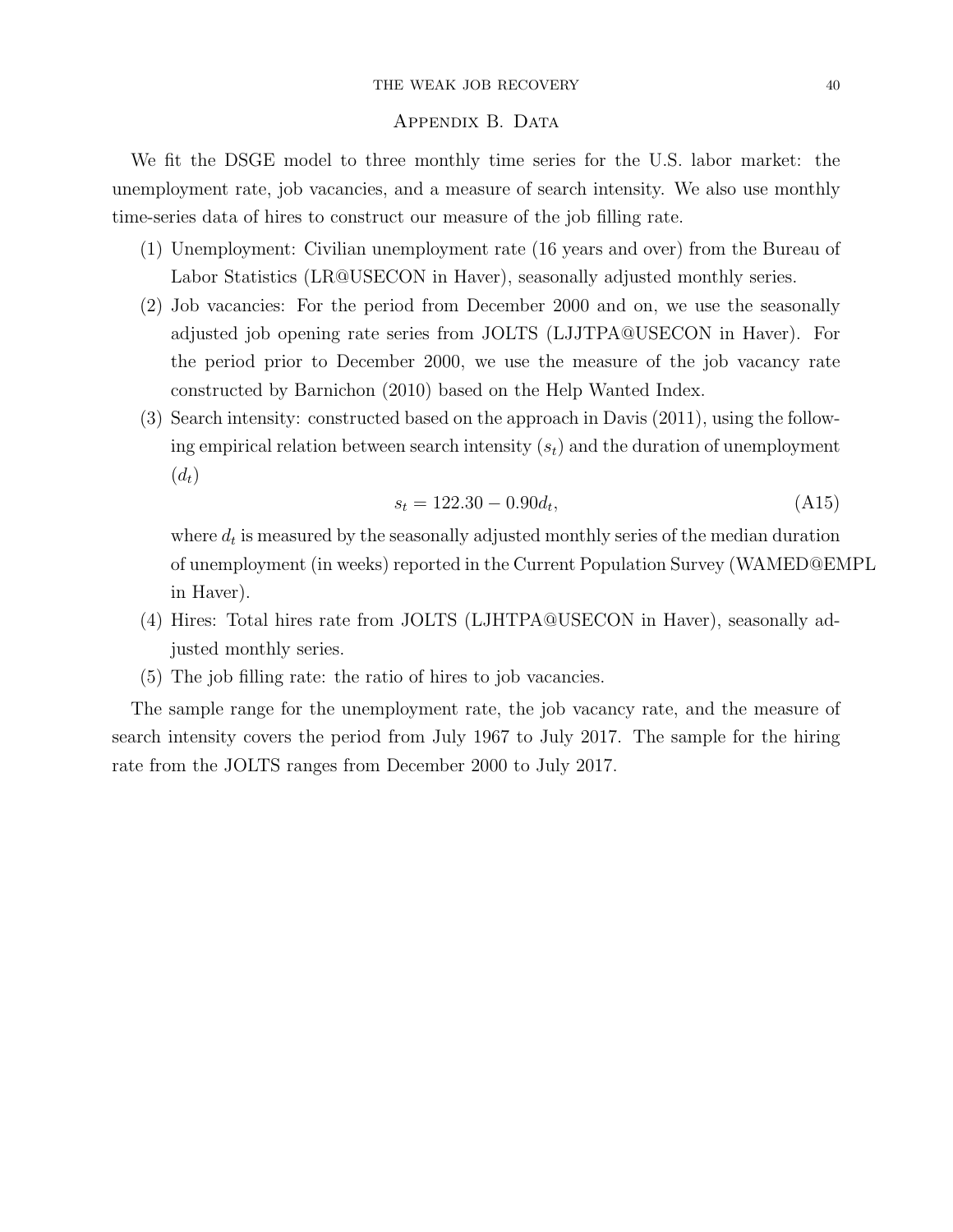## Appendix B. Data

We fit the DSGE model to three monthly time series for the U.S. labor market: the unemployment rate, job vacancies, and a measure of search intensity. We also use monthly time-series data of hires to construct our measure of the job filling rate.

1. Unemployment: Civilian unemployment rate (16 years and over) from the Bureau of Labor Statistics (LR@USECON in Haver), seasonally adjusted monthly series.
2. Job vacancies: For the period from December 2000 and on, we use the seasonally adjusted job opening rate series from JOLTS (LJJTPA@USECON in Haver). For the period prior to December 2000, we use the measure of the job vacancy rate constructed by Barnichon (2010) based on the Help Wanted Index.
3. Search intensity: constructed based on the approach in Davis (2011), using the following empirical relation between search intensity ($s_t$) and the duration of unemployment ($d_t$)

$$s_t = 122.30 - 0.90 d_t, \tag{A15}$$

   where $d_t$ is measured by the seasonally adjusted monthly series of the median duration of unemployment (in weeks) reported in the Current Population Survey (WAMED@EMPL in Haver).
4. Hires: Total hires rate from JOLTS (LJHTPA@USECON in Haver), seasonally adjusted monthly series.
5. The job filling rate: the ratio of hires to job vacancies.

The sample range for the unemployment rate, the job vacancy rate, and the measure of search intensity covers the period from July 1967 to July 2017. The sample for the hiring rate from the JOLTS ranges from December 2000 to July 2017.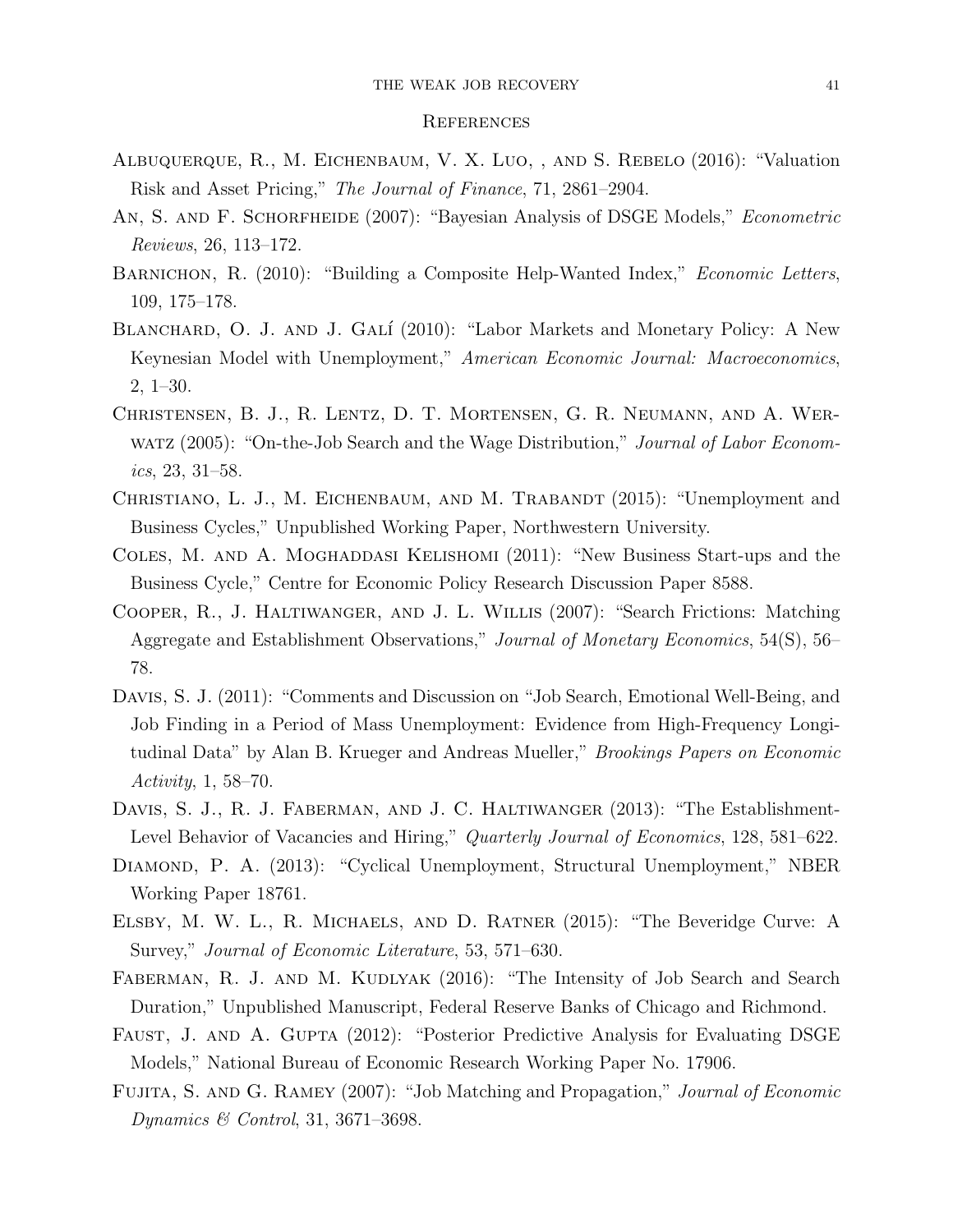## References

Albuquerque, R., M. Eichenbaum, V. X. Luo, , and S. Rebelo (2016): "Valuation Risk and Asset Pricing," *The Journal of Finance*, 71, 2861–2904.

An, S. and F. Schorfheide (2007): "Bayesian Analysis of DSGE Models," *Econometric Reviews*, 26, 113–172.

Barnichon, R. (2010): "Building a Composite Help-Wanted Index," *Economic Letters*, 109, 175–178.

Blanchard, O. J. and J. Galí (2010): "Labor Markets and Monetary Policy: A New Keynesian Model with Unemployment," *American Economic Journal: Macroeconomics*, 2, 1–30.

Christensen, B. J., R. Lentz, D. T. Mortensen, G. R. Neumann, and A. Werwatz (2005): "On-the-Job Search and the Wage Distribution," *Journal of Labor Economics*, 23, 31–58.

Christiano, L. J., M. Eichenbaum, and M. Trabandt (2015): "Unemployment and Business Cycles," Unpublished Working Paper, Northwestern University.

Coles, M. and A. Moghaddasi Kelishomi (2011): "New Business Start-ups and the Business Cycle," Centre for Economic Policy Research Discussion Paper 8588.

Cooper, R., J. Haltiwanger, and J. L. Willis (2007): "Search Frictions: Matching Aggregate and Establishment Observations," *Journal of Monetary Economics*, 54(S), 56–78.

Davis, S. J. (2011): "Comments and Discussion on "Job Search, Emotional Well-Being, and Job Finding in a Period of Mass Unemployment: Evidence from High-Frequency Longitudinal Data" by Alan B. Krueger and Andreas Mueller," *Brookings Papers on Economic Activity*, 1, 58–70.

Davis, S. J., R. J. Faberman, and J. C. Haltiwanger (2013): "The Establishment-Level Behavior of Vacancies and Hiring," *Quarterly Journal of Economics*, 128, 581–622.

Diamond, P. A. (2013): "Cyclical Unemployment, Structural Unemployment," NBER Working Paper 18761.

Elsby, M. W. L., R. Michaels, and D. Ratner (2015): "The Beveridge Curve: A Survey," *Journal of Economic Literature*, 53, 571–630.

Faberman, R. J. and M. Kudlyak (2016): "The Intensity of Job Search and Search Duration," Unpublished Manuscript, Federal Reserve Banks of Chicago and Richmond.

Faust, J. and A. Gupta (2012): "Posterior Predictive Analysis for Evaluating DSGE Models," National Bureau of Economic Research Working Paper No. 17906.

Fujita, S. and G. Ramey (2007): "Job Matching and Propagation," *Journal of Economic Dynamics & Control*, 31, 3671–3698.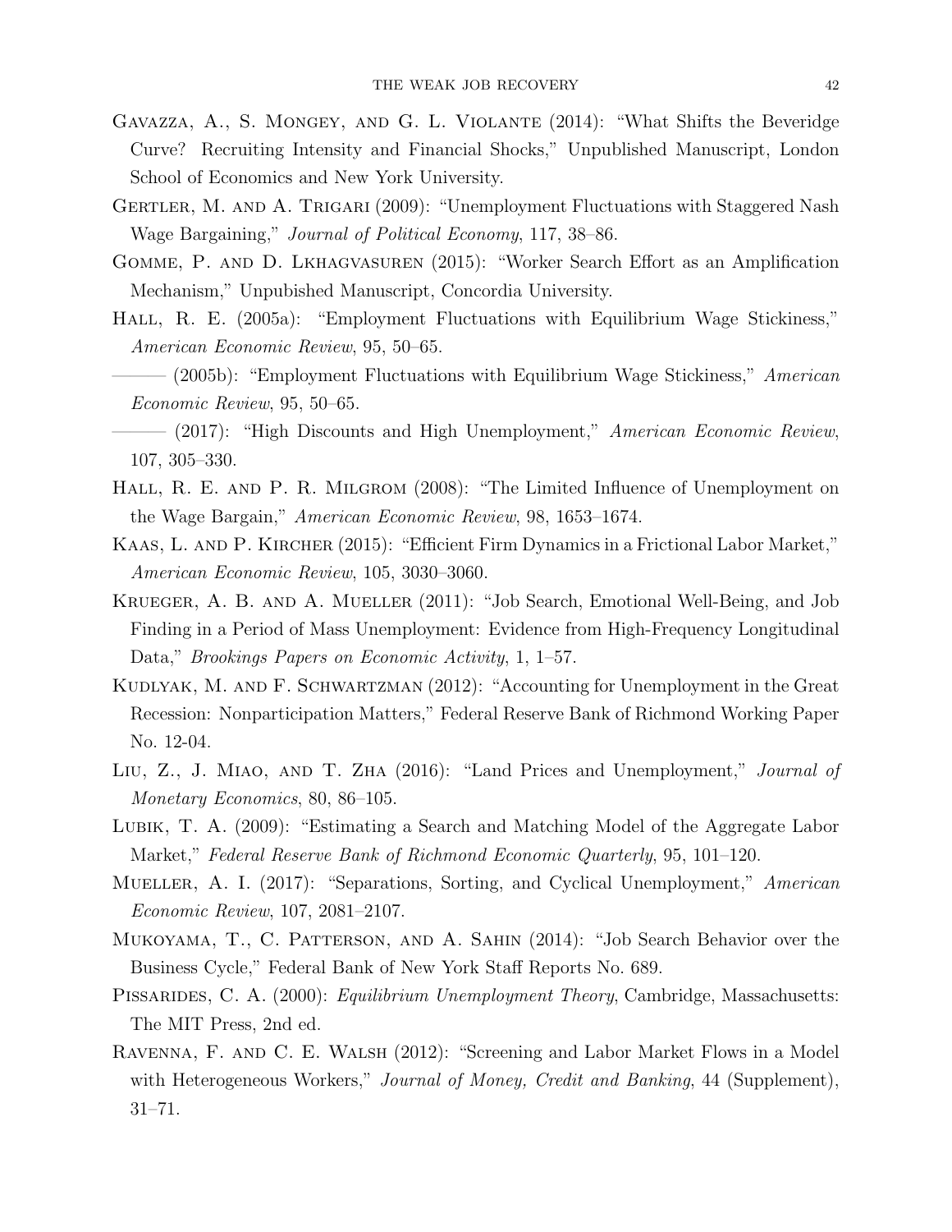Gavazza, A., S. Mongey, and G. L. Violante (2014): "What Shifts the Beveridge Curve? Recruiting Intensity and Financial Shocks," Unpublished Manuscript, London School of Economics and New York University.

Gertler, M. and A. Trigari (2009): "Unemployment Fluctuations with Staggered Nash Wage Bargaining," *Journal of Political Economy*, 117, 38–86.

Gomme, P. and D. Lkhagvasuren (2015): "Worker Search Effort as an Amplification Mechanism," Unpubished Manuscript, Concordia University.

Hall, R. E. (2005a): "Employment Fluctuations with Equilibrium Wage Stickiness," *American Economic Review*, 95, 50–65.

——— (2005b): "Employment Fluctuations with Equilibrium Wage Stickiness," *American Economic Review*, 95, 50–65.

——— (2017): "High Discounts and High Unemployment," *American Economic Review*, 107, 305–330.

Hall, R. E. and P. R. Milgrom (2008): "The Limited Influence of Unemployment on the Wage Bargain," *American Economic Review*, 98, 1653–1674.

Kaas, L. and P. Kircher (2015): "Efficient Firm Dynamics in a Frictional Labor Market," *American Economic Review*, 105, 3030–3060.

Krueger, A. B. and A. Mueller (2011): "Job Search, Emotional Well-Being, and Job Finding in a Period of Mass Unemployment: Evidence from High-Frequency Longitudinal Data," *Brookings Papers on Economic Activity*, 1, 1–57.

Kudlyak, M. and F. Schwartzman (2012): "Accounting for Unemployment in the Great Recession: Nonparticipation Matters," Federal Reserve Bank of Richmond Working Paper No. 12-04.

Liu, Z., J. Miao, and T. Zha (2016): "Land Prices and Unemployment," *Journal of Monetary Economics*, 80, 86–105.

Lubik, T. A. (2009): "Estimating a Search and Matching Model of the Aggregate Labor Market," *Federal Reserve Bank of Richmond Economic Quarterly*, 95, 101–120.

Mueller, A. I. (2017): "Separations, Sorting, and Cyclical Unemployment," *American Economic Review*, 107, 2081–2107.

Mukoyama, T., C. Patterson, and A. Sahin (2014): "Job Search Behavior over the Business Cycle," Federal Bank of New York Staff Reports No. 689.

Pissarides, C. A. (2000): *Equilibrium Unemployment Theory*, Cambridge, Massachusetts: The MIT Press, 2nd ed.

Ravenna, F. and C. E. Walsh (2012): "Screening and Labor Market Flows in a Model with Heterogeneous Workers," *Journal of Money, Credit and Banking*, 44 (Supplement), 31–71.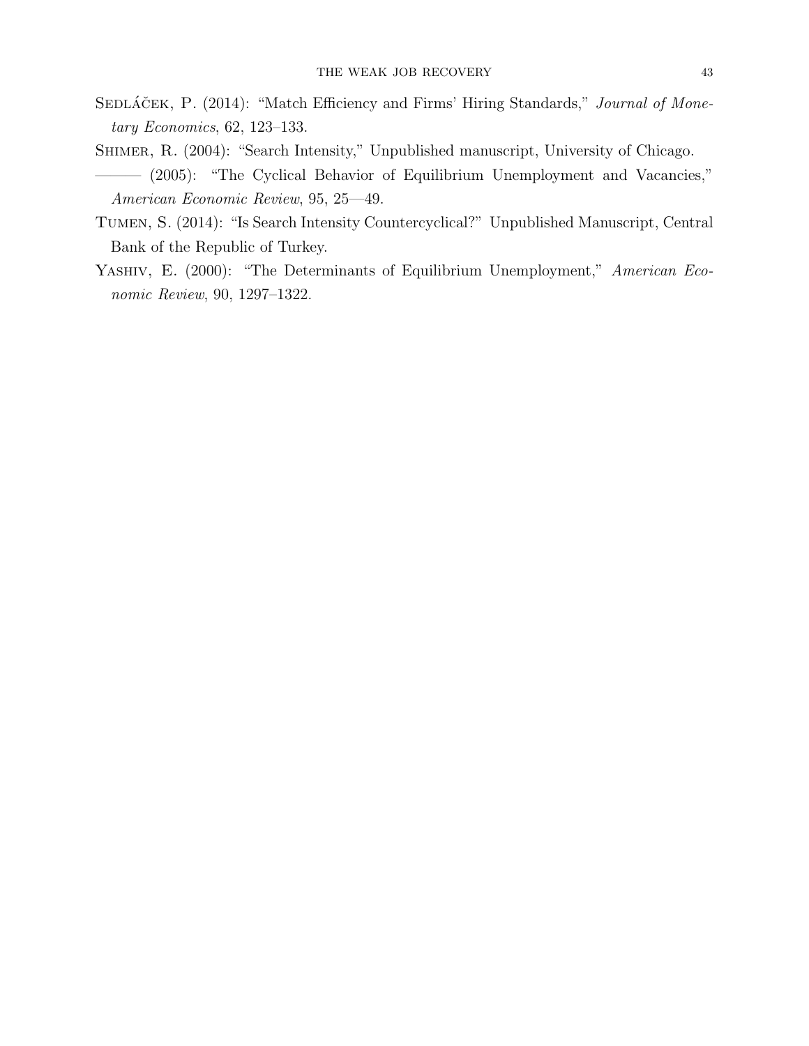Sedláček, P. (2014): "Match Efficiency and Firms' Hiring Standards," *Journal of Monetary Economics*, 62, 123–133.

Shimer, R. (2004): "Search Intensity," Unpublished manuscript, University of Chicago.

——— (2005): "The Cyclical Behavior of Equilibrium Unemployment and Vacancies," *American Economic Review*, 95, 25—49.

Tumen, S. (2014): "Is Search Intensity Countercyclical?" Unpublished Manuscript, Central Bank of the Republic of Turkey.

Yashiv, E. (2000): "The Determinants of Equilibrium Unemployment," *American Economic Review*, 90, 1297–1322.